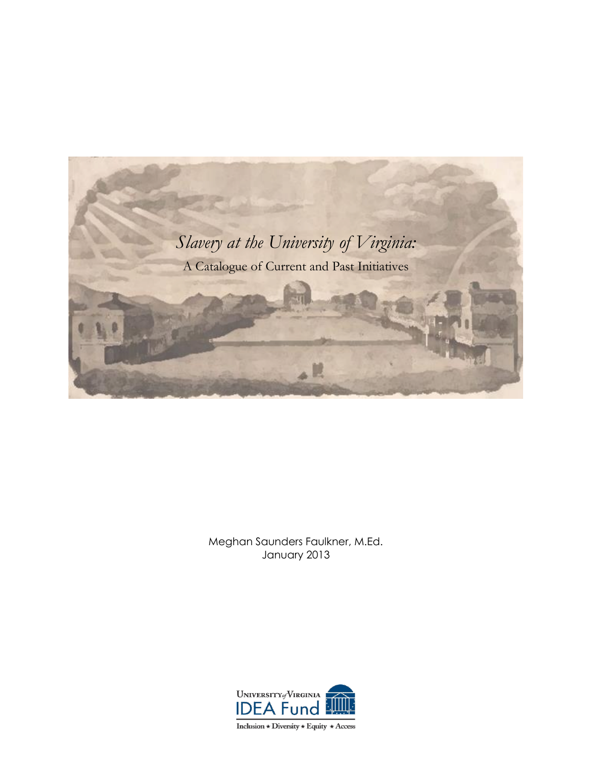# *Slavery at the University of Virginia:*

## A Catalogue of Current and Past Initiatives

Meghan Saunders Faulkner, M.Ed.
January 2013

University *of* Virginia
IDEA Fund
Inclusion ★ Diversity ★ Equity ★ Access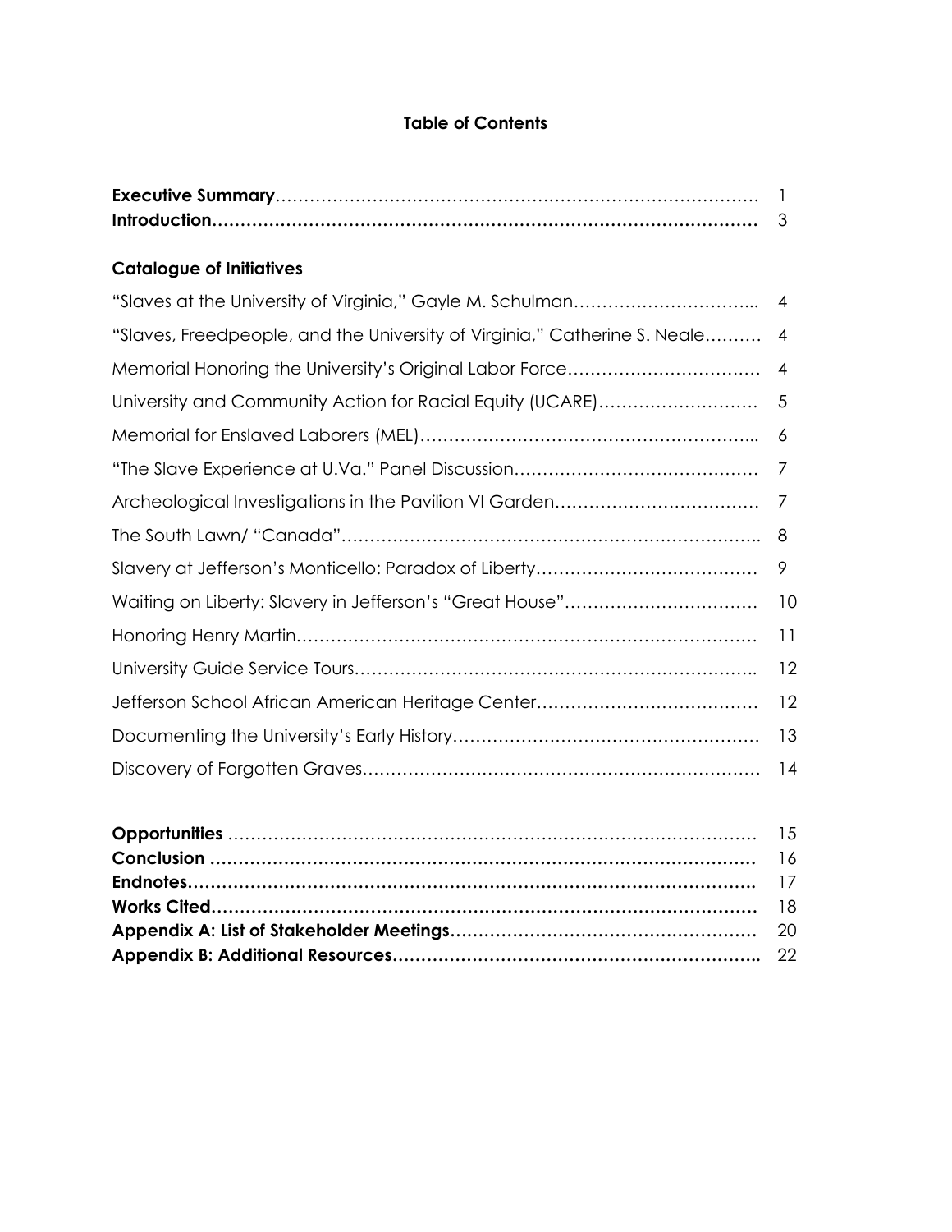# Table of Contents

**Executive Summary**………………………………………………………………………… 1
**Introduction**………………………………………………………………………………… 3

**Catalogue of Initiatives**

"Slaves at the University of Virginia," Gayle M. Schulman…………………………... 4

"Slaves, Freedpeople, and the University of Virginia," Catherine S. Neale………. 4

Memorial Honoring the University's Original Labor Force…………………………… 4

University and Community Action for Racial Equity (UCARE)……………………… 5

Memorial for Enslaved Laborers (MEL)…………………………………………………... 6

"The Slave Experience at U.Va." Panel Discussion…………………………………… 7

Archeological Investigations in the Pavilion VI Garden……………………………… 7

The South Lawn/ "Canada"……………………………………………………………….. 8

Slavery at Jefferson's Monticello: Paradox of Liberty………………………………… 9

Waiting on Liberty: Slavery in Jefferson's "Great House"…………………………… 10

Honoring Henry Martin……………………………………………………………………… 11

University Guide Service Tours…………………………………………………………….. 12

Jefferson School African American Heritage Center………………………………… 12

Documenting the University's Early History……………………………………………… 13

Discovery of Forgotten Graves……………………………………………………………… 14

**Opportunities** ………………………………………………………………………………… 15
**Conclusion** ……………………………………………………………………………………. 16
**Endnotes**………………………………………………………………………………………. 17
**Works Cited**…………………………………………………………………………………… 18
**Appendix A: List of Stakeholder Meetings**…………………………………………… 20
**Appendix B: Additional Resources**……………………………………………………….. 22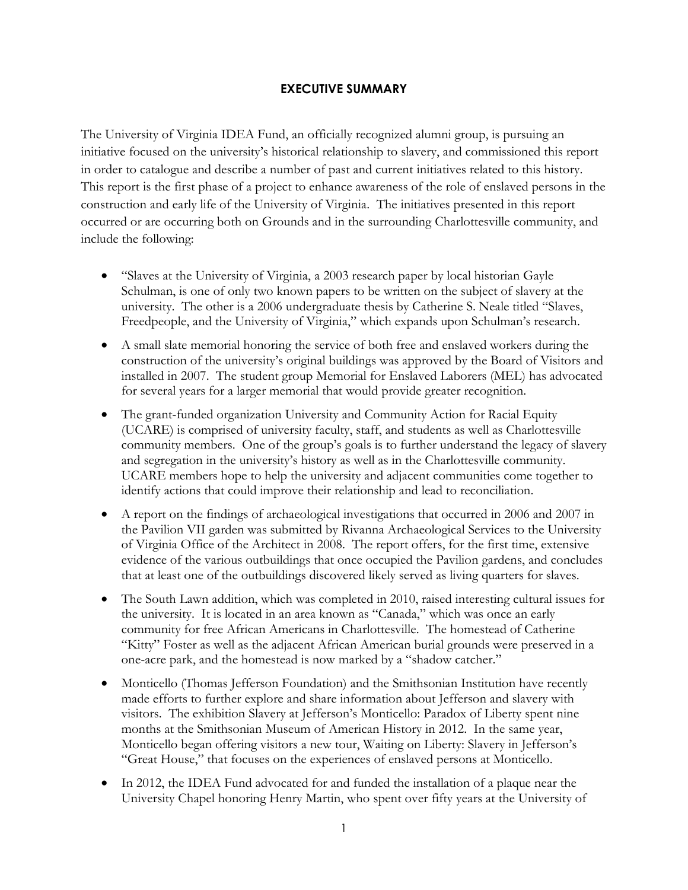## EXECUTIVE SUMMARY

The University of Virginia IDEA Fund, an officially recognized alumni group, is pursuing an initiative focused on the university's historical relationship to slavery, and commissioned this report in order to catalogue and describe a number of past and current initiatives related to this history. This report is the first phase of a project to enhance awareness of the role of enslaved persons in the construction and early life of the University of Virginia. The initiatives presented in this report occurred or are occurring both on Grounds and in the surrounding Charlottesville community, and include the following:

- "Slaves at the University of Virginia, a 2003 research paper by local historian Gayle Schulman, is one of only two known papers to be written on the subject of slavery at the university. The other is a 2006 undergraduate thesis by Catherine S. Neale titled "Slaves, Freedpeople, and the University of Virginia," which expands upon Schulman's research.
- A small slate memorial honoring the service of both free and enslaved workers during the construction of the university's original buildings was approved by the Board of Visitors and installed in 2007. The student group Memorial for Enslaved Laborers (MEL) has advocated for several years for a larger memorial that would provide greater recognition.
- The grant-funded organization University and Community Action for Racial Equity (UCARE) is comprised of university faculty, staff, and students as well as Charlottesville community members. One of the group's goals is to further understand the legacy of slavery and segregation in the university's history as well as in the Charlottesville community. UCARE members hope to help the university and adjacent communities come together to identify actions that could improve their relationship and lead to reconciliation.
- A report on the findings of archaeological investigations that occurred in 2006 and 2007 in the Pavilion VII garden was submitted by Rivanna Archaeological Services to the University of Virginia Office of the Architect in 2008. The report offers, for the first time, extensive evidence of the various outbuildings that once occupied the Pavilion gardens, and concludes that at least one of the outbuildings discovered likely served as living quarters for slaves.
- The South Lawn addition, which was completed in 2010, raised interesting cultural issues for the university. It is located in an area known as "Canada," which was once an early community for free African Americans in Charlottesville. The homestead of Catherine "Kitty" Foster as well as the adjacent African American burial grounds were preserved in a one-acre park, and the homestead is now marked by a "shadow catcher."
- Monticello (Thomas Jefferson Foundation) and the Smithsonian Institution have recently made efforts to further explore and share information about Jefferson and slavery with visitors. The exhibition Slavery at Jefferson's Monticello: Paradox of Liberty spent nine months at the Smithsonian Museum of American History in 2012. In the same year, Monticello began offering visitors a new tour, Waiting on Liberty: Slavery in Jefferson's "Great House," that focuses on the experiences of enslaved persons at Monticello.
- In 2012, the IDEA Fund advocated for and funded the installation of a plaque near the University Chapel honoring Henry Martin, who spent over fifty years at the University of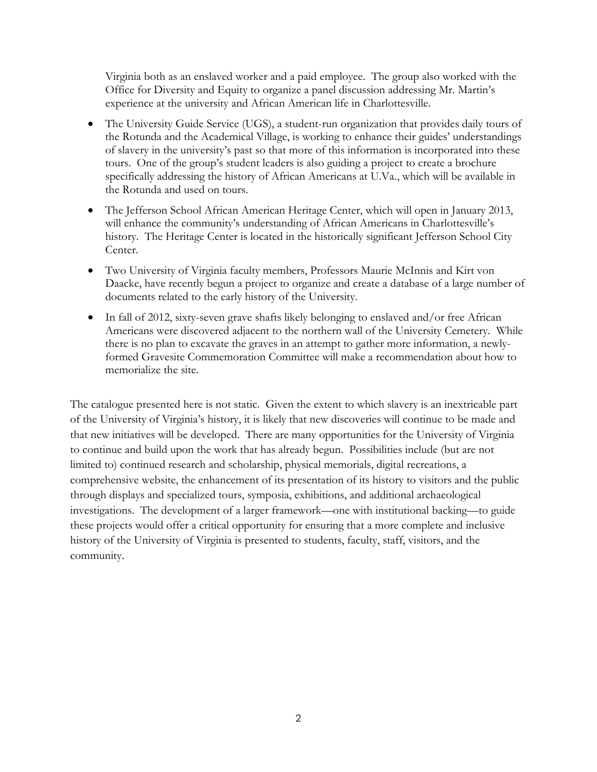Virginia both as an enslaved worker and a paid employee. The group also worked with the Office for Diversity and Equity to organize a panel discussion addressing Mr. Martin's experience at the university and African American life in Charlottesville.

- The University Guide Service (UGS), a student-run organization that provides daily tours of the Rotunda and the Academical Village, is working to enhance their guides' understandings of slavery in the university's past so that more of this information is incorporated into these tours. One of the group's student leaders is also guiding a project to create a brochure specifically addressing the history of African Americans at U.Va., which will be available in the Rotunda and used on tours.
- The Jefferson School African American Heritage Center, which will open in January 2013, will enhance the community's understanding of African Americans in Charlottesville's history. The Heritage Center is located in the historically significant Jefferson School City Center.
- Two University of Virginia faculty members, Professors Maurie McInnis and Kirt von Daacke, have recently begun a project to organize and create a database of a large number of documents related to the early history of the University.
- In fall of 2012, sixty-seven grave shafts likely belonging to enslaved and/or free African Americans were discovered adjacent to the northern wall of the University Cemetery. While there is no plan to excavate the graves in an attempt to gather more information, a newly-formed Gravesite Commemoration Committee will make a recommendation about how to memorialize the site.

The catalogue presented here is not static. Given the extent to which slavery is an inextricable part of the University of Virginia's history, it is likely that new discoveries will continue to be made and that new initiatives will be developed. There are many opportunities for the University of Virginia to continue and build upon the work that has already begun. Possibilities include (but are not limited to) continued research and scholarship, physical memorials, digital recreations, a comprehensive website, the enhancement of its presentation of its history to visitors and the public through displays and specialized tours, symposia, exhibitions, and additional archaeological investigations. The development of a larger framework—one with institutional backing—to guide these projects would offer a critical opportunity for ensuring that a more complete and inclusive history of the University of Virginia is presented to students, faculty, staff, visitors, and the community.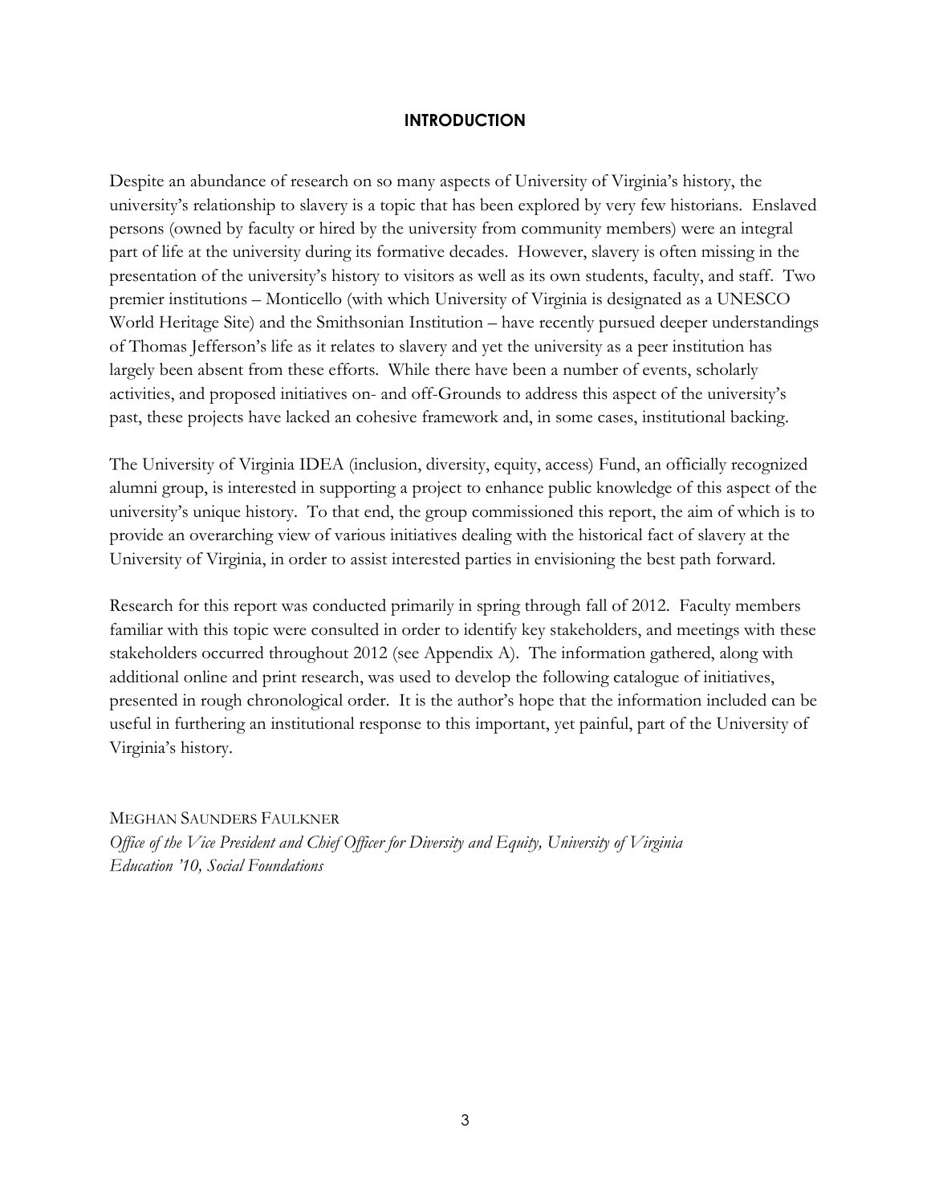## INTRODUCTION

Despite an abundance of research on so many aspects of University of Virginia's history, the university's relationship to slavery is a topic that has been explored by very few historians. Enslaved persons (owned by faculty or hired by the university from community members) were an integral part of life at the university during its formative decades. However, slavery is often missing in the presentation of the university's history to visitors as well as its own students, faculty, and staff. Two premier institutions – Monticello (with which University of Virginia is designated as a UNESCO World Heritage Site) and the Smithsonian Institution – have recently pursued deeper understandings of Thomas Jefferson's life as it relates to slavery and yet the university as a peer institution has largely been absent from these efforts. While there have been a number of events, scholarly activities, and proposed initiatives on- and off-Grounds to address this aspect of the university's past, these projects have lacked an cohesive framework and, in some cases, institutional backing.

The University of Virginia IDEA (inclusion, diversity, equity, access) Fund, an officially recognized alumni group, is interested in supporting a project to enhance public knowledge of this aspect of the university's unique history. To that end, the group commissioned this report, the aim of which is to provide an overarching view of various initiatives dealing with the historical fact of slavery at the University of Virginia, in order to assist interested parties in envisioning the best path forward.

Research for this report was conducted primarily in spring through fall of 2012. Faculty members familiar with this topic were consulted in order to identify key stakeholders, and meetings with these stakeholders occurred throughout 2012 (see Appendix A). The information gathered, along with additional online and print research, was used to develop the following catalogue of initiatives, presented in rough chronological order. It is the author's hope that the information included can be useful in furthering an institutional response to this important, yet painful, part of the University of Virginia's history.

MEGHAN SAUNDERS FAULKNER
*Office of the Vice President and Chief Officer for Diversity and Equity, University of Virginia*
*Education '10, Social Foundations*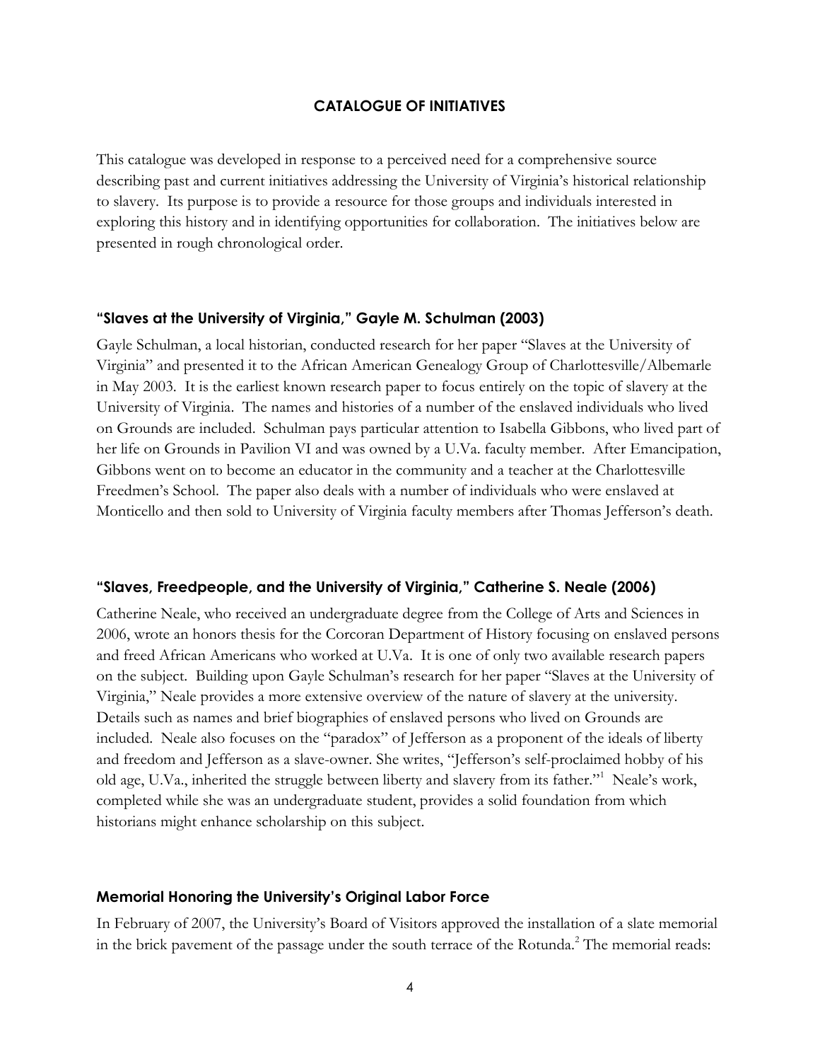## CATALOGUE OF INITIATIVES

This catalogue was developed in response to a perceived need for a comprehensive source describing past and current initiatives addressing the University of Virginia's historical relationship to slavery. Its purpose is to provide a resource for those groups and individuals interested in exploring this history and in identifying opportunities for collaboration. The initiatives below are presented in rough chronological order.

### "Slaves at the University of Virginia," Gayle M. Schulman (2003)

Gayle Schulman, a local historian, conducted research for her paper "Slaves at the University of Virginia" and presented it to the African American Genealogy Group of Charlottesville/Albemarle in May 2003. It is the earliest known research paper to focus entirely on the topic of slavery at the University of Virginia. The names and histories of a number of the enslaved individuals who lived on Grounds are included. Schulman pays particular attention to Isabella Gibbons, who lived part of her life on Grounds in Pavilion VI and was owned by a U.Va. faculty member. After Emancipation, Gibbons went on to become an educator in the community and a teacher at the Charlottesville Freedmen's School. The paper also deals with a number of individuals who were enslaved at Monticello and then sold to University of Virginia faculty members after Thomas Jefferson's death.

### "Slaves, Freedpeople, and the University of Virginia," Catherine S. Neale (2006)

Catherine Neale, who received an undergraduate degree from the College of Arts and Sciences in 2006, wrote an honors thesis for the Corcoran Department of History focusing on enslaved persons and freed African Americans who worked at U.Va. It is one of only two available research papers on the subject. Building upon Gayle Schulman's research for her paper "Slaves at the University of Virginia," Neale provides a more extensive overview of the nature of slavery at the university. Details such as names and brief biographies of enslaved persons who lived on Grounds are included. Neale also focuses on the "paradox" of Jefferson as a proponent of the ideals of liberty and freedom and Jefferson as a slave-owner. She writes, "Jefferson's self-proclaimed hobby of his old age, U.Va., inherited the struggle between liberty and slavery from its father."[1] Neale's work, completed while she was an undergraduate student, provides a solid foundation from which historians might enhance scholarship on this subject.

### Memorial Honoring the University's Original Labor Force

In February of 2007, the University's Board of Visitors approved the installation of a slate memorial in the brick pavement of the passage under the south terrace of the Rotunda.[2] The memorial reads: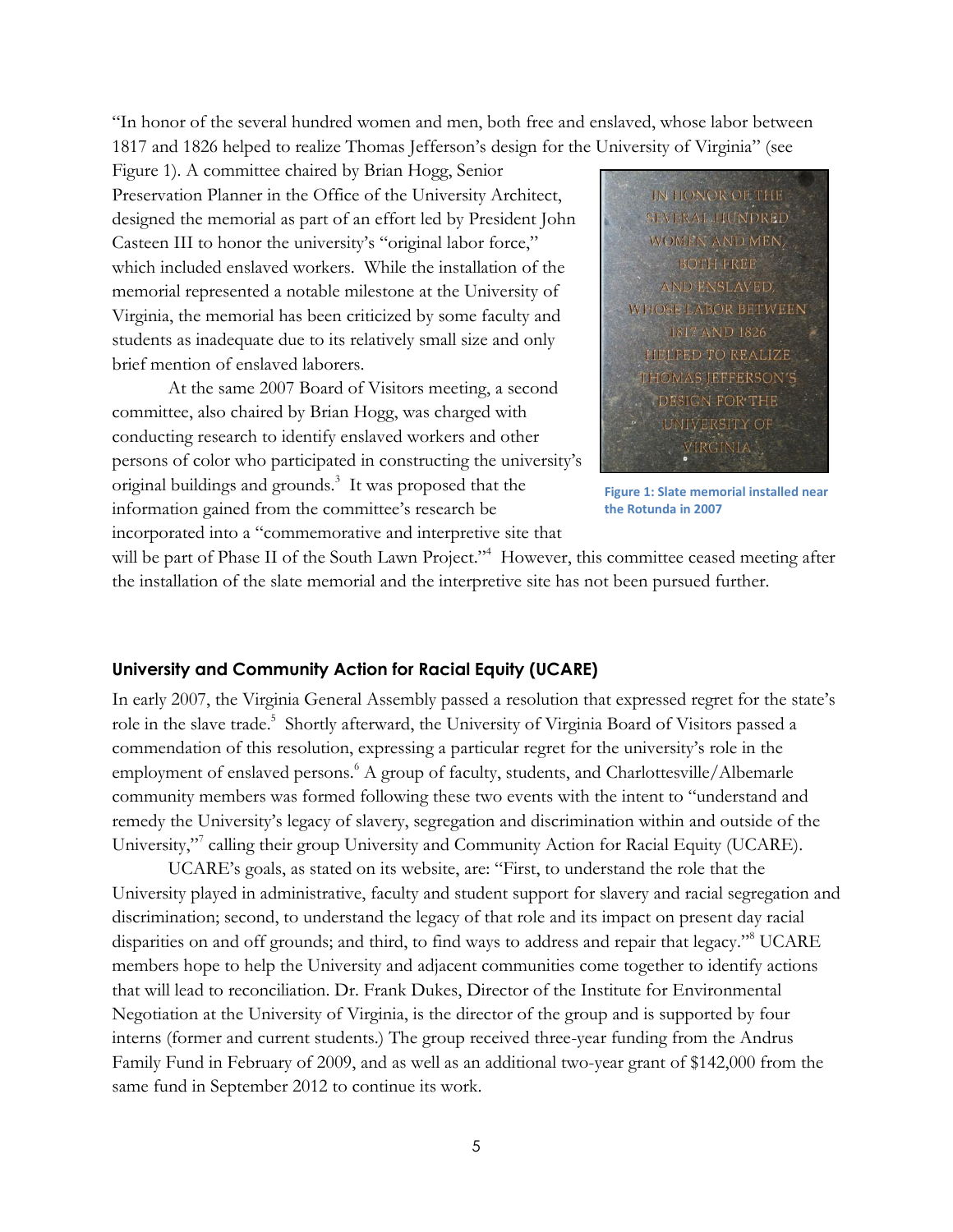"In honor of the several hundred women and men, both free and enslaved, whose labor between 1817 and 1826 helped to realize Thomas Jefferson's design for the University of Virginia" (see Figure 1). A committee chaired by Brian Hogg, Senior Preservation Planner in the Office of the University Architect, designed the memorial as part of an effort led by President John Casteen III to honor the university's "original labor force," which included enslaved workers. While the installation of the memorial represented a notable milestone at the University of Virginia, the memorial has been criticized by some faculty and students as inadequate due to its relatively small size and only brief mention of enslaved laborers.

At the same 2007 Board of Visitors meeting, a second committee, also chaired by Brian Hogg, was charged with conducting research to identify enslaved workers and other persons of color who participated in constructing the university's original buildings and grounds.[3] It was proposed that the information gained from the committee's research be incorporated into a "commemorative and interpretive site that will be part of Phase II of the South Lawn Project."[4] However, this committee ceased meeting after the installation of the slate memorial and the interpretive site has not been pursued further.

Figure 1: Slate memorial installed near the Rotunda in 2007

## University and Community Action for Racial Equity (UCARE)

In early 2007, the Virginia General Assembly passed a resolution that expressed regret for the state's role in the slave trade.[5] Shortly afterward, the University of Virginia Board of Visitors passed a commendation of this resolution, expressing a particular regret for the university's role in the employment of enslaved persons.[6] A group of faculty, students, and Charlottesville/Albemarle community members was formed following these two events with the intent to "understand and remedy the University's legacy of slavery, segregation and discrimination within and outside of the University,"[7] calling their group University and Community Action for Racial Equity (UCARE).

UCARE's goals, as stated on its website, are: "First, to understand the role that the University played in administrative, faculty and student support for slavery and racial segregation and discrimination; second, to understand the legacy of that role and its impact on present day racial disparities on and off grounds; and third, to find ways to address and repair that legacy."[8] UCARE members hope to help the University and adjacent communities come together to identify actions that will lead to reconciliation. Dr. Frank Dukes, Director of the Institute for Environmental Negotiation at the University of Virginia, is the director of the group and is supported by four interns (former and current students.) The group received three-year funding from the Andrus Family Fund in February of 2009, and as well as an additional two-year grant of $142,000 from the same fund in September 2012 to continue its work.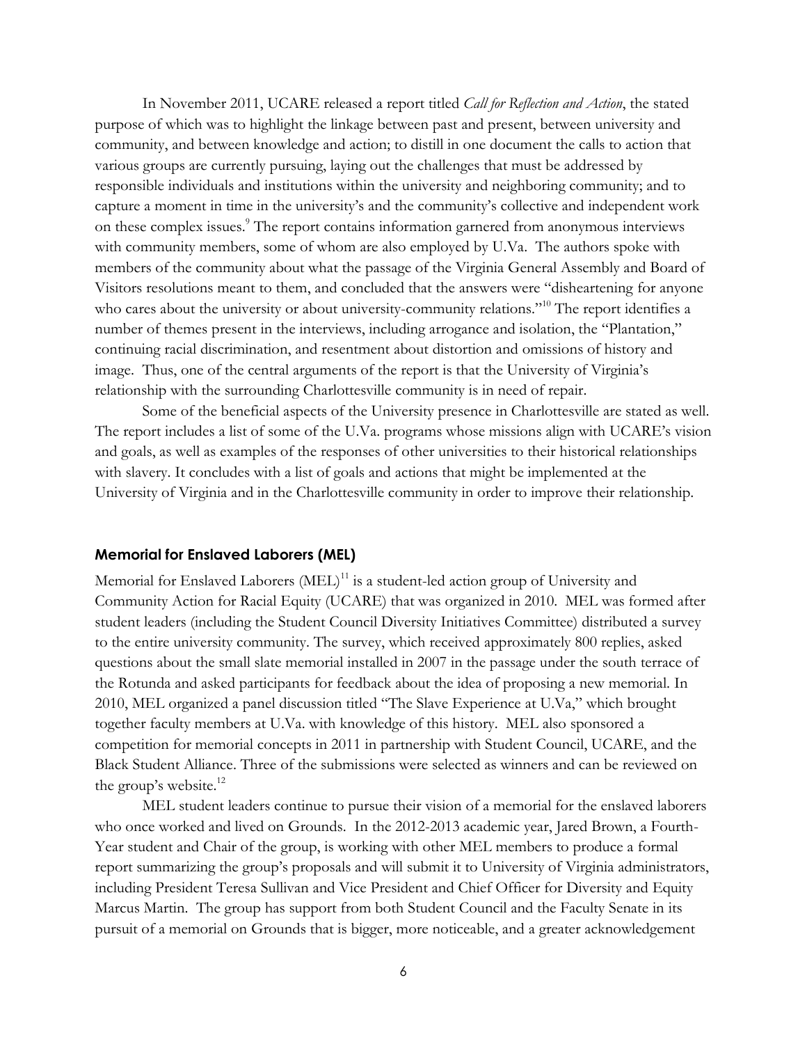In November 2011, UCARE released a report titled *Call for Reflection and Action*, the stated purpose of which was to highlight the linkage between past and present, between university and community, and between knowledge and action; to distill in one document the calls to action that various groups are currently pursuing, laying out the challenges that must be addressed by responsible individuals and institutions within the university and neighboring community; and to capture a moment in time in the university's and the community's collective and independent work on these complex issues.[9] The report contains information garnered from anonymous interviews with community members, some of whom are also employed by U.Va. The authors spoke with members of the community about what the passage of the Virginia General Assembly and Board of Visitors resolutions meant to them, and concluded that the answers were "disheartening for anyone who cares about the university or about university-community relations."[10] The report identifies a number of themes present in the interviews, including arrogance and isolation, the "Plantation," continuing racial discrimination, and resentment about distortion and omissions of history and image. Thus, one of the central arguments of the report is that the University of Virginia's relationship with the surrounding Charlottesville community is in need of repair.

Some of the beneficial aspects of the University presence in Charlottesville are stated as well. The report includes a list of some of the U.Va. programs whose missions align with UCARE's vision and goals, as well as examples of the responses of other universities to their historical relationships with slavery. It concludes with a list of goals and actions that might be implemented at the University of Virginia and in the Charlottesville community in order to improve their relationship.

## Memorial for Enslaved Laborers (MEL)

Memorial for Enslaved Laborers (MEL)[11] is a student-led action group of University and Community Action for Racial Equity (UCARE) that was organized in 2010. MEL was formed after student leaders (including the Student Council Diversity Initiatives Committee) distributed a survey to the entire university community. The survey, which received approximately 800 replies, asked questions about the small slate memorial installed in 2007 in the passage under the south terrace of the Rotunda and asked participants for feedback about the idea of proposing a new memorial. In 2010, MEL organized a panel discussion titled "The Slave Experience at U.Va," which brought together faculty members at U.Va. with knowledge of this history. MEL also sponsored a competition for memorial concepts in 2011 in partnership with Student Council, UCARE, and the Black Student Alliance. Three of the submissions were selected as winners and can be reviewed on the group's website.[12]

MEL student leaders continue to pursue their vision of a memorial for the enslaved laborers who once worked and lived on Grounds. In the 2012-2013 academic year, Jared Brown, a Fourth-Year student and Chair of the group, is working with other MEL members to produce a formal report summarizing the group's proposals and will submit it to University of Virginia administrators, including President Teresa Sullivan and Vice President and Chief Officer for Diversity and Equity Marcus Martin. The group has support from both Student Council and the Faculty Senate in its pursuit of a memorial on Grounds that is bigger, more noticeable, and a greater acknowledgement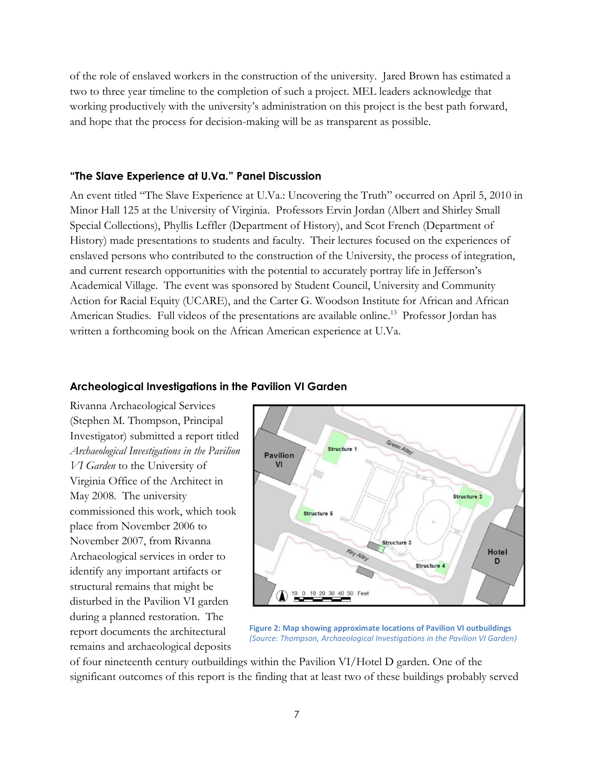of the role of enslaved workers in the construction of the university. Jared Brown has estimated a two to three year timeline to the completion of such a project. MEL leaders acknowledge that working productively with the university's administration on this project is the best path forward, and hope that the process for decision-making will be as transparent as possible.

### "The Slave Experience at U.Va." Panel Discussion

An event titled "The Slave Experience at U.Va.: Uncovering the Truth" occurred on April 5, 2010 in Minor Hall 125 at the University of Virginia. Professors Ervin Jordan (Albert and Shirley Small Special Collections), Phyllis Leffler (Department of History), and Scot French (Department of History) made presentations to students and faculty. Their lectures focused on the experiences of enslaved persons who contributed to the construction of the University, the process of integration, and current research opportunities with the potential to accurately portray life in Jefferson's Academical Village. The event was sponsored by Student Council, University and Community Action for Racial Equity (UCARE), and the Carter G. Woodson Institute for African and African American Studies. Full videos of the presentations are available online.[13] Professor Jordan has written a forthcoming book on the African American experience at U.Va.

### Archeological Investigations in the Pavilion VI Garden

Rivanna Archaeological Services (Stephen M. Thompson, Principal Investigator) submitted a report titled *Archaeological Investigations in the Pavilion VI Garden* to the University of Virginia Office of the Architect in May 2008. The university commissioned this work, which took place from November 2006 to November 2007, from Rivanna Archaeological services in order to identify any important artifacts or structural remains that might be disturbed in the Pavilion VI garden during a planned restoration. The report documents the architectural remains and archaeological deposits of four nineteenth century outbuildings within the Pavilion VI/Hotel D garden. One of the significant outcomes of this report is the finding that at least two of these buildings probably served

**Figure 2: Map showing approximate locations of Pavilion VI outbuildings**
*(Source: Thompson, Archaeological Investigations in the Pavilion VI Garden)*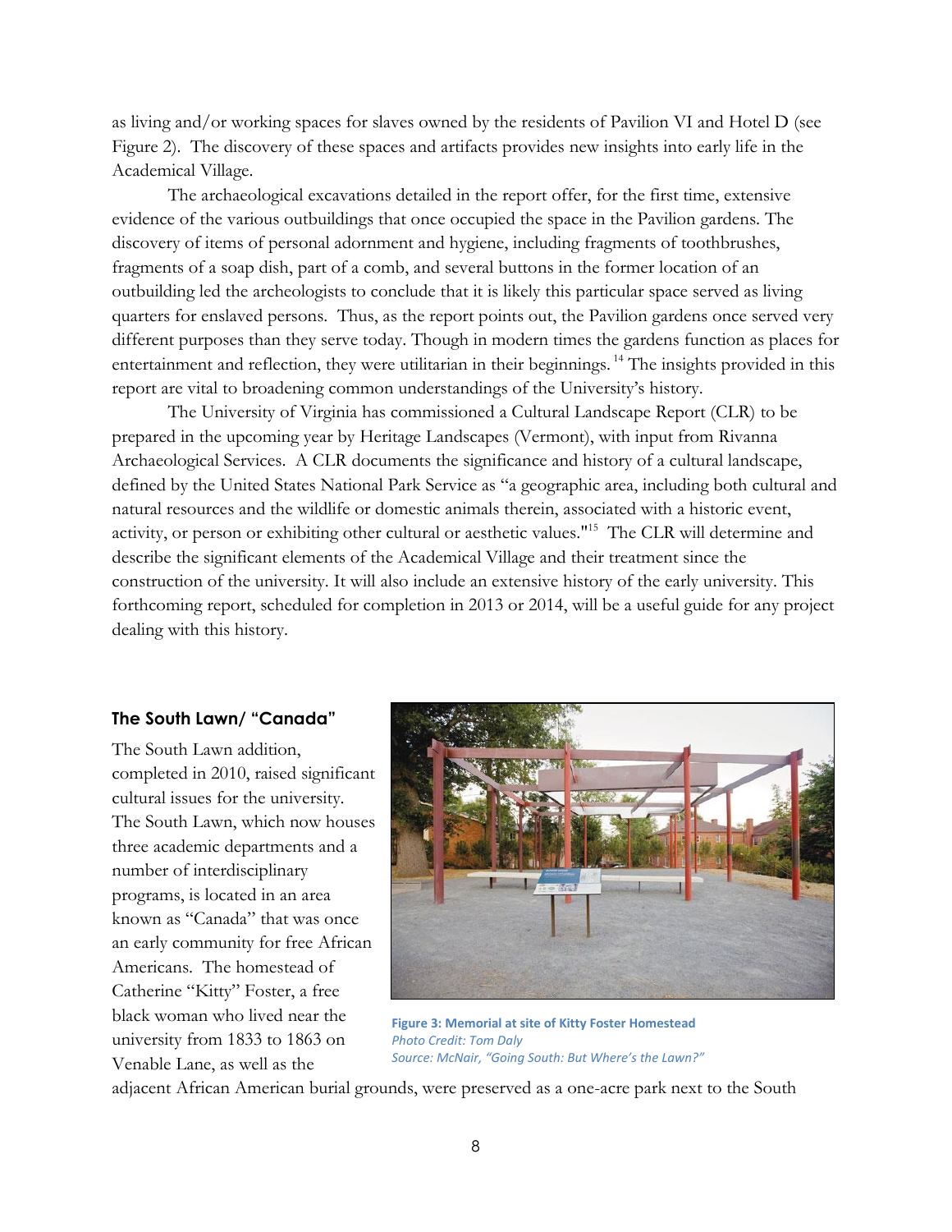as living and/or working spaces for slaves owned by the residents of Pavilion VI and Hotel D (see Figure 2). The discovery of these spaces and artifacts provides new insights into early life in the Academical Village.

The archaeological excavations detailed in the report offer, for the first time, extensive evidence of the various outbuildings that once occupied the space in the Pavilion gardens. The discovery of items of personal adornment and hygiene, including fragments of toothbrushes, fragments of a soap dish, part of a comb, and several buttons in the former location of an outbuilding led the archeologists to conclude that it is likely this particular space served as living quarters for enslaved persons. Thus, as the report points out, the Pavilion gardens once served very different purposes than they serve today. Though in modern times the gardens function as places for entertainment and reflection, they were utilitarian in their beginnings.[14] The insights provided in this report are vital to broadening common understandings of the University's history.

The University of Virginia has commissioned a Cultural Landscape Report (CLR) to be prepared in the upcoming year by Heritage Landscapes (Vermont), with input from Rivanna Archaeological Services. A CLR documents the significance and history of a cultural landscape, defined by the United States National Park Service as "a geographic area, including both cultural and natural resources and the wildlife or domestic animals therein, associated with a historic event, activity, or person or exhibiting other cultural or aesthetic values."[15] The CLR will determine and describe the significant elements of the Academical Village and their treatment since the construction of the university. It will also include an extensive history of the early university. This forthcoming report, scheduled for completion in 2013 or 2014, will be a useful guide for any project dealing with this history.

### The South Lawn/ "Canada"

The South Lawn addition, completed in 2010, raised significant cultural issues for the university. The South Lawn, which now houses three academic departments and a number of interdisciplinary programs, is located in an area known as "Canada" that was once an early community for free African Americans. The homestead of Catherine "Kitty" Foster, a free black woman who lived near the university from 1833 to 1863 on Venable Lane, as well as the adjacent African American burial grounds, were preserved as a one-acre park next to the South

**Figure 3: Memorial at site of Kitty Foster Homestead**
*Photo Credit: Tom Daly*
*Source: McNair, "Going South: But Where's the Lawn?"*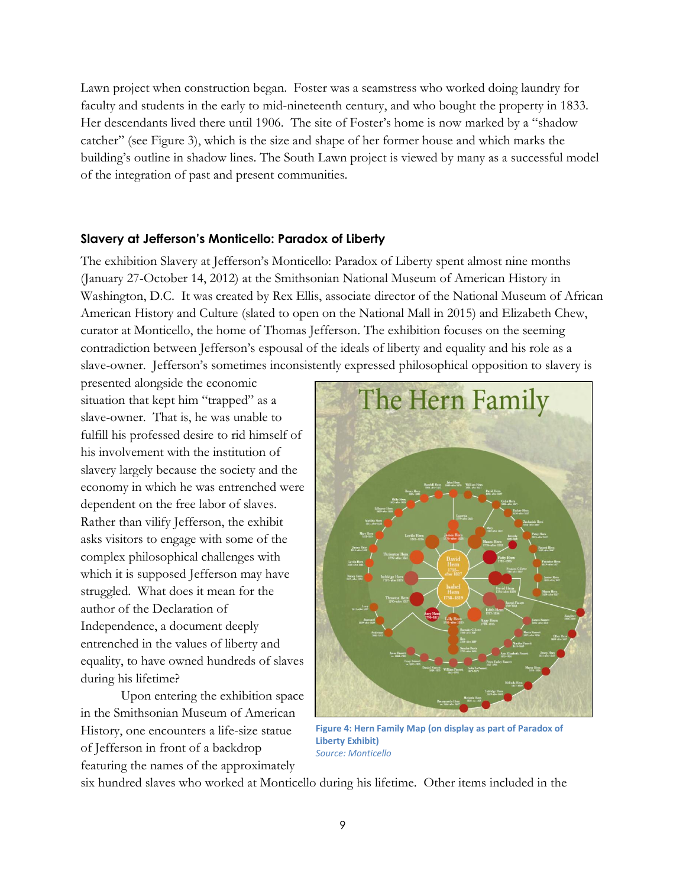Lawn project when construction began. Foster was a seamstress who worked doing laundry for faculty and students in the early to mid-nineteenth century, and who bought the property in 1833. Her descendants lived there until 1906. The site of Foster's home is now marked by a "shadow catcher" (see Figure 3), which is the size and shape of her former house and which marks the building's outline in shadow lines. The South Lawn project is viewed by many as a successful model of the integration of past and present communities.

### Slavery at Jefferson's Monticello: Paradox of Liberty

The exhibition Slavery at Jefferson's Monticello: Paradox of Liberty spent almost nine months (January 27-October 14, 2012) at the Smithsonian National Museum of American History in Washington, D.C. It was created by Rex Ellis, associate director of the National Museum of African American History and Culture (slated to open on the National Mall in 2015) and Elizabeth Chew, curator at Monticello, the home of Thomas Jefferson. The exhibition focuses on the seeming contradiction between Jefferson's espousal of the ideals of liberty and equality and his role as a slave-owner. Jefferson's sometimes inconsistently expressed philosophical opposition to slavery is presented alongside the economic situation that kept him "trapped" as a slave-owner. That is, he was unable to fulfill his professed desire to rid himself of his involvement with the institution of slavery largely because the society and the economy in which he was entrenched were dependent on the free labor of slaves. Rather than vilify Jefferson, the exhibit asks visitors to engage with some of the complex philosophical challenges with which it is supposed Jefferson may have struggled. What does it mean for the author of the Declaration of Independence, a document deeply entrenched in the values of liberty and equality, to have owned hundreds of slaves during his lifetime?

Upon entering the exhibition space in the Smithsonian Museum of American History, one encounters a life-size statue of Jefferson in front of a backdrop featuring the names of the approximately six hundred slaves who worked at Monticello during his lifetime. Other items included in the

**Figure 4: Hern Family Map (on display as part of Paradox of Liberty Exhibit)**
*Source: Monticello*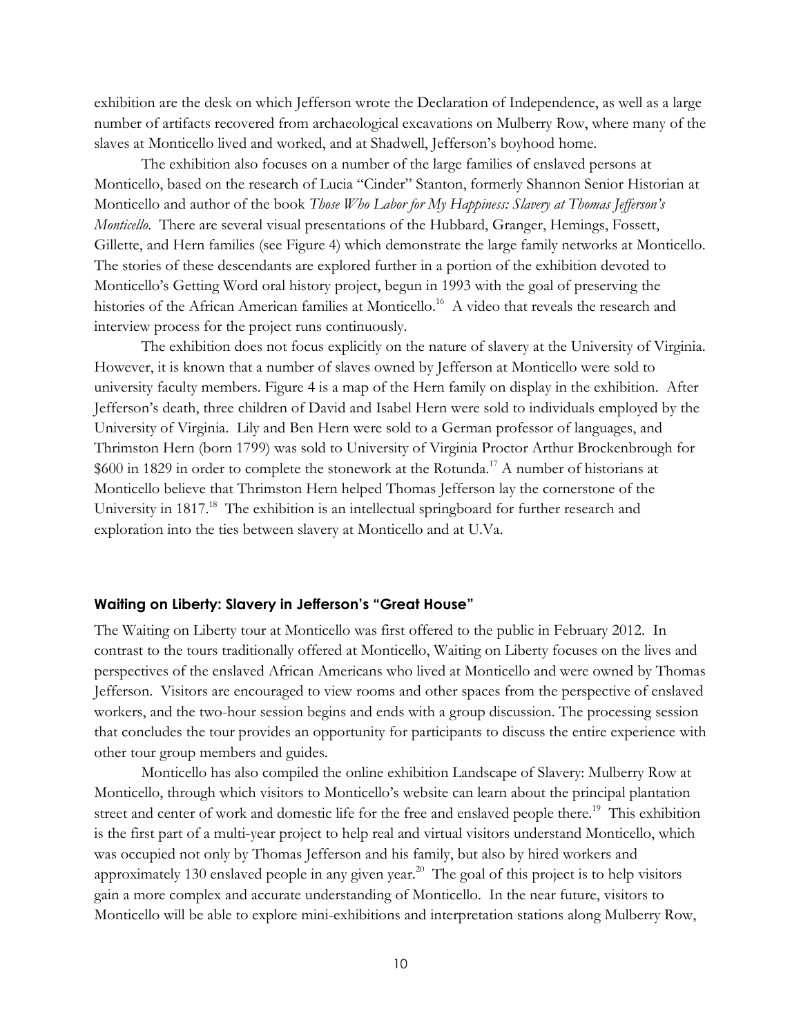exhibition are the desk on which Jefferson wrote the Declaration of Independence, as well as a large number of artifacts recovered from archaeological excavations on Mulberry Row, where many of the slaves at Monticello lived and worked, and at Shadwell, Jefferson's boyhood home.

The exhibition also focuses on a number of the large families of enslaved persons at Monticello, based on the research of Lucia "Cinder" Stanton, formerly Shannon Senior Historian at Monticello and author of the book *Those Who Labor for My Happiness: Slavery at Thomas Jefferson's Monticello*. There are several visual presentations of the Hubbard, Granger, Hemings, Fossett, Gillette, and Hern families (see Figure 4) which demonstrate the large family networks at Monticello. The stories of these descendants are explored further in a portion of the exhibition devoted to Monticello's Getting Word oral history project, begun in 1993 with the goal of preserving the histories of the African American families at Monticello.[16] A video that reveals the research and interview process for the project runs continuously.

The exhibition does not focus explicitly on the nature of slavery at the University of Virginia. However, it is known that a number of slaves owned by Jefferson at Monticello were sold to university faculty members. Figure 4 is a map of the Hern family on display in the exhibition. After Jefferson's death, three children of David and Isabel Hern were sold to individuals employed by the University of Virginia. Lily and Ben Hern were sold to a German professor of languages, and Thrimston Hern (born 1799) was sold to University of Virginia Proctor Arthur Brockenbrough for $600 in 1829 in order to complete the stonework at the Rotunda.[17] A number of historians at Monticello believe that Thrimston Hern helped Thomas Jefferson lay the cornerstone of the University in 1817.[18] The exhibition is an intellectual springboard for further research and exploration into the ties between slavery at Monticello and at U.Va.

### Waiting on Liberty: Slavery in Jefferson's "Great House"

The Waiting on Liberty tour at Monticello was first offered to the public in February 2012. In contrast to the tours traditionally offered at Monticello, Waiting on Liberty focuses on the lives and perspectives of the enslaved African Americans who lived at Monticello and were owned by Thomas Jefferson. Visitors are encouraged to view rooms and other spaces from the perspective of enslaved workers, and the two-hour session begins and ends with a group discussion. The processing session that concludes the tour provides an opportunity for participants to discuss the entire experience with other tour group members and guides.

Monticello has also compiled the online exhibition Landscape of Slavery: Mulberry Row at Monticello, through which visitors to Monticello's website can learn about the principal plantation street and center of work and domestic life for the free and enslaved people there.[19] This exhibition is the first part of a multi-year project to help real and virtual visitors understand Monticello, which was occupied not only by Thomas Jefferson and his family, but also by hired workers and approximately 130 enslaved people in any given year.[20] The goal of this project is to help visitors gain a more complex and accurate understanding of Monticello. In the near future, visitors to Monticello will be able to explore mini-exhibitions and interpretation stations along Mulberry Row,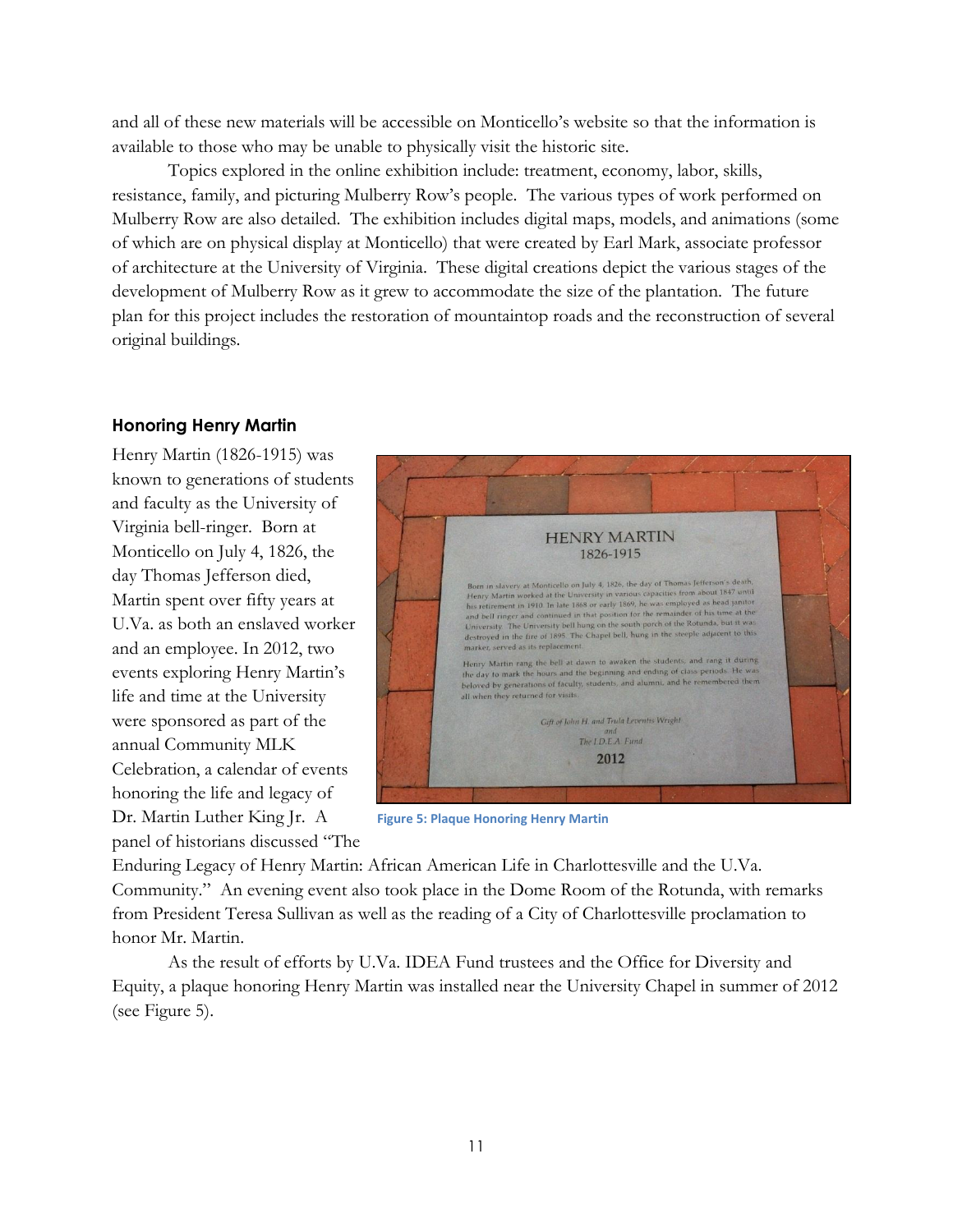and all of these new materials will be accessible on Monticello's website so that the information is available to those who may be unable to physically visit the historic site.

Topics explored in the online exhibition include: treatment, economy, labor, skills, resistance, family, and picturing Mulberry Row's people. The various types of work performed on Mulberry Row are also detailed. The exhibition includes digital maps, models, and animations (some of which are on physical display at Monticello) that were created by Earl Mark, associate professor of architecture at the University of Virginia. These digital creations depict the various stages of the development of Mulberry Row as it grew to accommodate the size of the plantation. The future plan for this project includes the restoration of mountaintop roads and the reconstruction of several original buildings.

### Honoring Henry Martin

Henry Martin (1826-1915) was known to generations of students and faculty as the University of Virginia bell-ringer. Born at Monticello on July 4, 1826, the day Thomas Jefferson died, Martin spent over fifty years at U.Va. as both an enslaved worker and an employee. In 2012, two events exploring Henry Martin's life and time at the University were sponsored as part of the annual Community MLK Celebration, a calendar of events honoring the life and legacy of Dr. Martin Luther King Jr. A panel of historians discussed "The Enduring Legacy of Henry Martin: African American Life in Charlottesville and the U.Va. Community." An evening event also took place in the Dome Room of the Rotunda, with remarks from President Teresa Sullivan as well as the reading of a City of Charlottesville proclamation to honor Mr. Martin.

Figure 5: Plaque Honoring Henry Martin

As the result of efforts by U.Va. IDEA Fund trustees and the Office for Diversity and Equity, a plaque honoring Henry Martin was installed near the University Chapel in summer of 2012 (see Figure 5).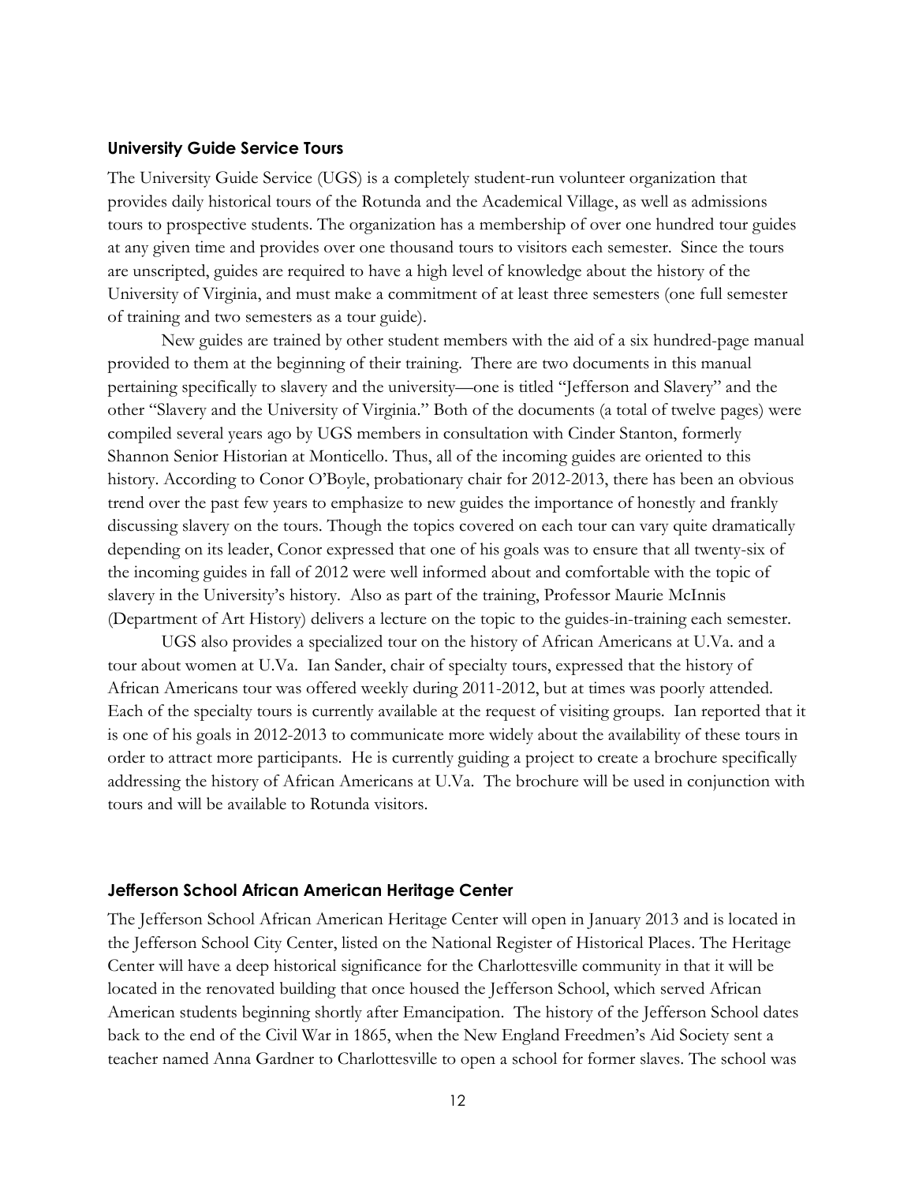### University Guide Service Tours

The University Guide Service (UGS) is a completely student-run volunteer organization that provides daily historical tours of the Rotunda and the Academical Village, as well as admissions tours to prospective students. The organization has a membership of over one hundred tour guides at any given time and provides over one thousand tours to visitors each semester. Since the tours are unscripted, guides are required to have a high level of knowledge about the history of the University of Virginia, and must make a commitment of at least three semesters (one full semester of training and two semesters as a tour guide).

New guides are trained by other student members with the aid of a six hundred-page manual provided to them at the beginning of their training. There are two documents in this manual pertaining specifically to slavery and the university—one is titled "Jefferson and Slavery" and the other "Slavery and the University of Virginia." Both of the documents (a total of twelve pages) were compiled several years ago by UGS members in consultation with Cinder Stanton, formerly Shannon Senior Historian at Monticello. Thus, all of the incoming guides are oriented to this history. According to Conor O'Boyle, probationary chair for 2012-2013, there has been an obvious trend over the past few years to emphasize to new guides the importance of honestly and frankly discussing slavery on the tours. Though the topics covered on each tour can vary quite dramatically depending on its leader, Conor expressed that one of his goals was to ensure that all twenty-six of the incoming guides in fall of 2012 were well informed about and comfortable with the topic of slavery in the University's history. Also as part of the training, Professor Maurie McInnis (Department of Art History) delivers a lecture on the topic to the guides-in-training each semester.

UGS also provides a specialized tour on the history of African Americans at U.Va. and a tour about women at U.Va. Ian Sander, chair of specialty tours, expressed that the history of African Americans tour was offered weekly during 2011-2012, but at times was poorly attended. Each of the specialty tours is currently available at the request of visiting groups. Ian reported that it is one of his goals in 2012-2013 to communicate more widely about the availability of these tours in order to attract more participants. He is currently guiding a project to create a brochure specifically addressing the history of African Americans at U.Va. The brochure will be used in conjunction with tours and will be available to Rotunda visitors.

### Jefferson School African American Heritage Center

The Jefferson School African American Heritage Center will open in January 2013 and is located in the Jefferson School City Center, listed on the National Register of Historical Places. The Heritage Center will have a deep historical significance for the Charlottesville community in that it will be located in the renovated building that once housed the Jefferson School, which served African American students beginning shortly after Emancipation. The history of the Jefferson School dates back to the end of the Civil War in 1865, when the New England Freedmen's Aid Society sent a teacher named Anna Gardner to Charlottesville to open a school for former slaves. The school was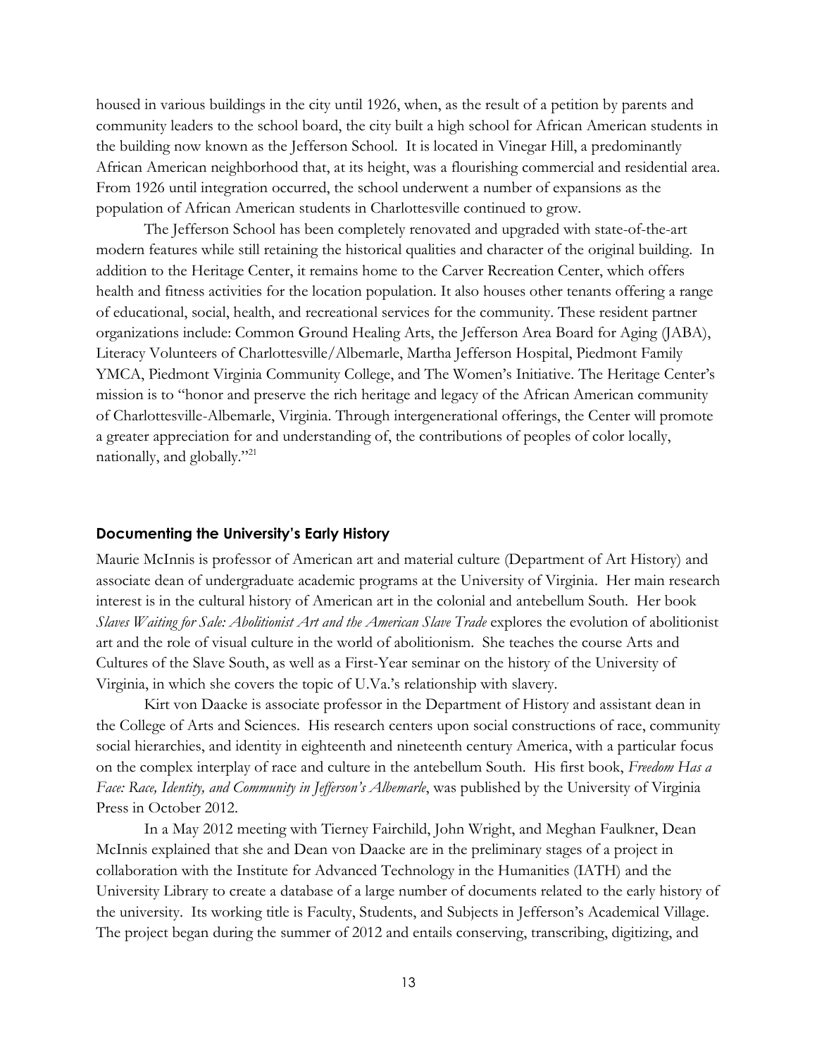housed in various buildings in the city until 1926, when, as the result of a petition by parents and community leaders to the school board, the city built a high school for African American students in the building now known as the Jefferson School. It is located in Vinegar Hill, a predominantly African American neighborhood that, at its height, was a flourishing commercial and residential area. From 1926 until integration occurred, the school underwent a number of expansions as the population of African American students in Charlottesville continued to grow.

The Jefferson School has been completely renovated and upgraded with state-of-the-art modern features while still retaining the historical qualities and character of the original building. In addition to the Heritage Center, it remains home to the Carver Recreation Center, which offers health and fitness activities for the location population. It also houses other tenants offering a range of educational, social, health, and recreational services for the community. These resident partner organizations include: Common Ground Healing Arts, the Jefferson Area Board for Aging (JABA), Literacy Volunteers of Charlottesville/Albemarle, Martha Jefferson Hospital, Piedmont Family YMCA, Piedmont Virginia Community College, and The Women's Initiative. The Heritage Center's mission is to "honor and preserve the rich heritage and legacy of the African American community of Charlottesville-Albemarle, Virginia. Through intergenerational offerings, the Center will promote a greater appreciation for and understanding of, the contributions of peoples of color locally, nationally, and globally."[21]

### Documenting the University's Early History

Maurie McInnis is professor of American art and material culture (Department of Art History) and associate dean of undergraduate academic programs at the University of Virginia. Her main research interest is in the cultural history of American art in the colonial and antebellum South. Her book *Slaves Waiting for Sale: Abolitionist Art and the American Slave Trade* explores the evolution of abolitionist art and the role of visual culture in the world of abolitionism. She teaches the course Arts and Cultures of the Slave South, as well as a First-Year seminar on the history of the University of Virginia, in which she covers the topic of U.Va.'s relationship with slavery.

Kirt von Daacke is associate professor in the Department of History and assistant dean in the College of Arts and Sciences. His research centers upon social constructions of race, community social hierarchies, and identity in eighteenth and nineteenth century America, with a particular focus on the complex interplay of race and culture in the antebellum South. His first book, *Freedom Has a Face: Race, Identity, and Community in Jefferson's Albemarle*, was published by the University of Virginia Press in October 2012.

In a May 2012 meeting with Tierney Fairchild, John Wright, and Meghan Faulkner, Dean McInnis explained that she and Dean von Daacke are in the preliminary stages of a project in collaboration with the Institute for Advanced Technology in the Humanities (IATH) and the University Library to create a database of a large number of documents related to the early history of the university. Its working title is Faculty, Students, and Subjects in Jefferson's Academical Village. The project began during the summer of 2012 and entails conserving, transcribing, digitizing, and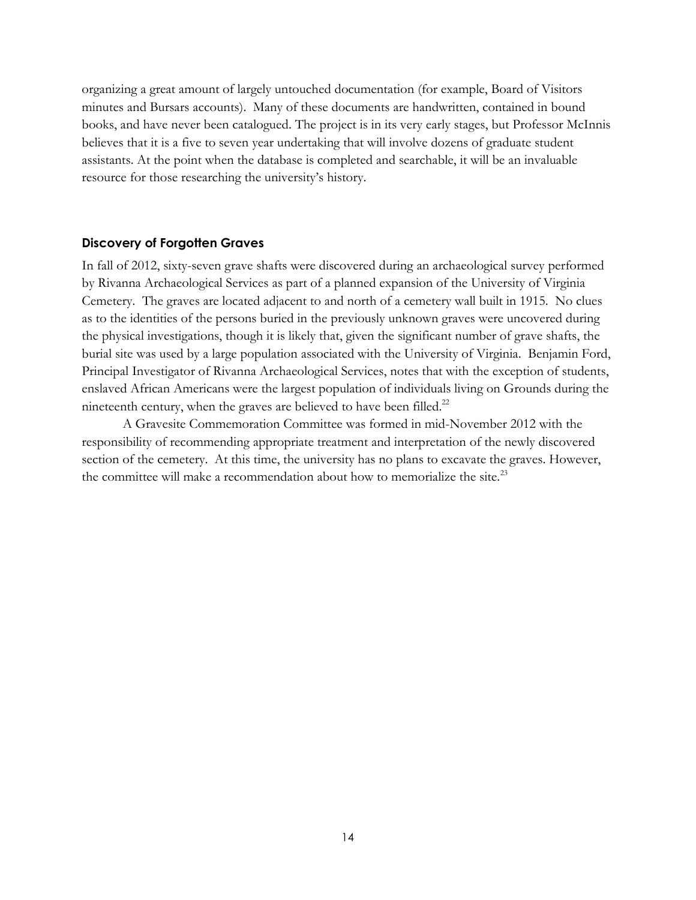organizing a great amount of largely untouched documentation (for example, Board of Visitors minutes and Bursars accounts). Many of these documents are handwritten, contained in bound books, and have never been catalogued. The project is in its very early stages, but Professor McInnis believes that it is a five to seven year undertaking that will involve dozens of graduate student assistants. At the point when the database is completed and searchable, it will be an invaluable resource for those researching the university's history.

### Discovery of Forgotten Graves

In fall of 2012, sixty-seven grave shafts were discovered during an archaeological survey performed by Rivanna Archaeological Services as part of a planned expansion of the University of Virginia Cemetery. The graves are located adjacent to and north of a cemetery wall built in 1915. No clues as to the identities of the persons buried in the previously unknown graves were uncovered during the physical investigations, though it is likely that, given the significant number of grave shafts, the burial site was used by a large population associated with the University of Virginia. Benjamin Ford, Principal Investigator of Rivanna Archaeological Services, notes that with the exception of students, enslaved African Americans were the largest population of individuals living on Grounds during the nineteenth century, when the graves are believed to have been filled.[22]

A Gravesite Commemoration Committee was formed in mid-November 2012 with the responsibility of recommending appropriate treatment and interpretation of the newly discovered section of the cemetery. At this time, the university has no plans to excavate the graves. However, the committee will make a recommendation about how to memorialize the site.[23]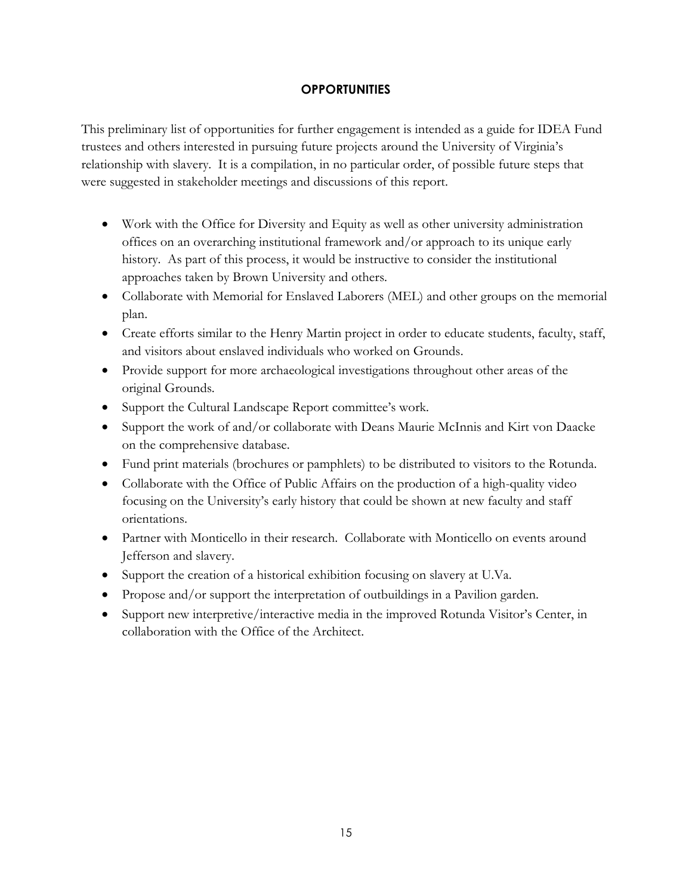## OPPORTUNITIES

This preliminary list of opportunities for further engagement is intended as a guide for IDEA Fund trustees and others interested in pursuing future projects around the University of Virginia's relationship with slavery. It is a compilation, in no particular order, of possible future steps that were suggested in stakeholder meetings and discussions of this report.

- Work with the Office for Diversity and Equity as well as other university administration offices on an overarching institutional framework and/or approach to its unique early history. As part of this process, it would be instructive to consider the institutional approaches taken by Brown University and others.
- Collaborate with Memorial for Enslaved Laborers (MEL) and other groups on the memorial plan.
- Create efforts similar to the Henry Martin project in order to educate students, faculty, staff, and visitors about enslaved individuals who worked on Grounds.
- Provide support for more archaeological investigations throughout other areas of the original Grounds.
- Support the Cultural Landscape Report committee's work.
- Support the work of and/or collaborate with Deans Maurie McInnis and Kirt von Daacke on the comprehensive database.
- Fund print materials (brochures or pamphlets) to be distributed to visitors to the Rotunda.
- Collaborate with the Office of Public Affairs on the production of a high-quality video focusing on the University's early history that could be shown at new faculty and staff orientations.
- Partner with Monticello in their research. Collaborate with Monticello on events around Jefferson and slavery.
- Support the creation of a historical exhibition focusing on slavery at U.Va.
- Propose and/or support the interpretation of outbuildings in a Pavilion garden.
- Support new interpretive/interactive media in the improved Rotunda Visitor's Center, in collaboration with the Office of the Architect.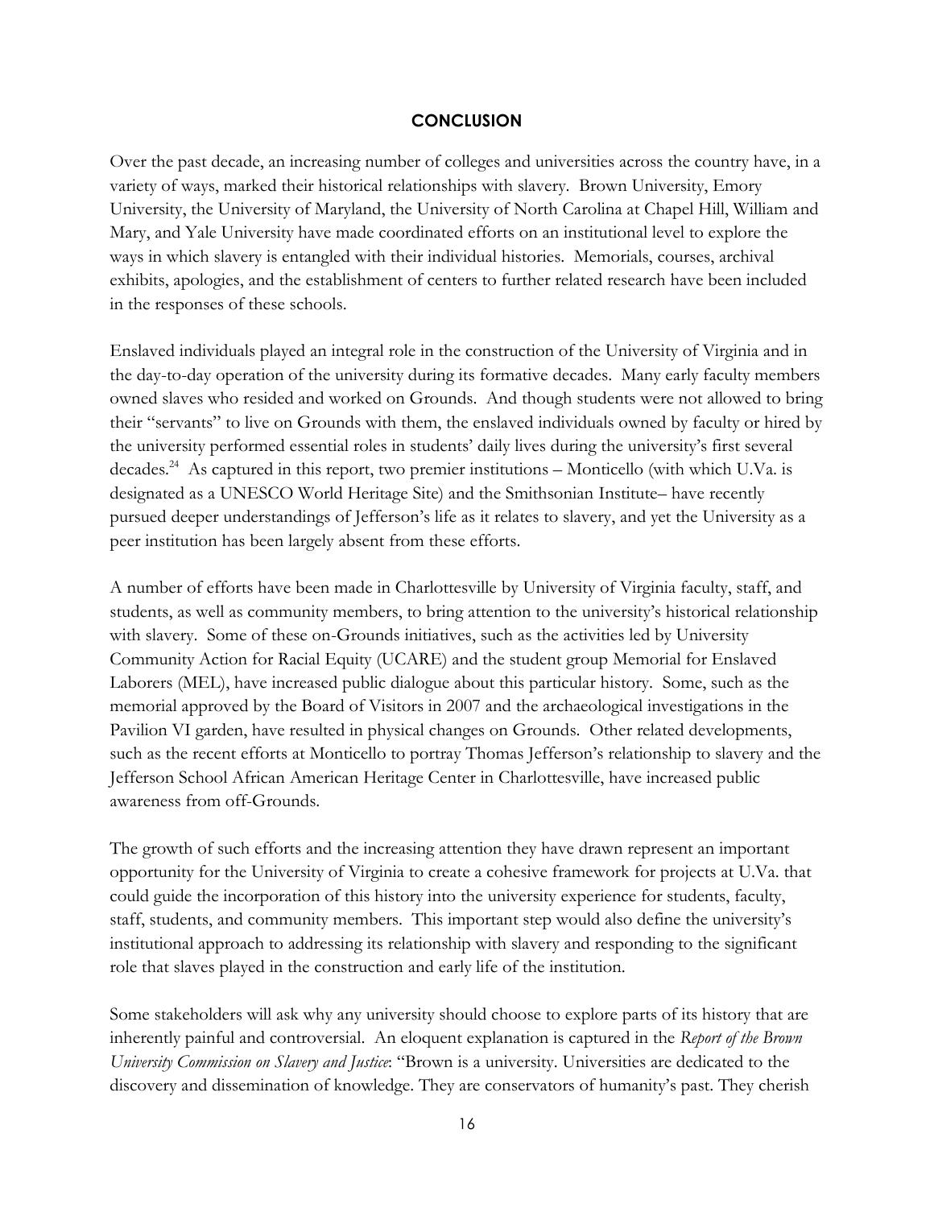## CONCLUSION

Over the past decade, an increasing number of colleges and universities across the country have, in a variety of ways, marked their historical relationships with slavery. Brown University, Emory University, the University of Maryland, the University of North Carolina at Chapel Hill, William and Mary, and Yale University have made coordinated efforts on an institutional level to explore the ways in which slavery is entangled with their individual histories. Memorials, courses, archival exhibits, apologies, and the establishment of centers to further related research have been included in the responses of these schools.

Enslaved individuals played an integral role in the construction of the University of Virginia and in the day-to-day operation of the university during its formative decades. Many early faculty members owned slaves who resided and worked on Grounds. And though students were not allowed to bring their "servants" to live on Grounds with them, the enslaved individuals owned by faculty or hired by the university performed essential roles in students' daily lives during the university's first several decades.[24] As captured in this report, two premier institutions – Monticello (with which U.Va. is designated as a UNESCO World Heritage Site) and the Smithsonian Institute– have recently pursued deeper understandings of Jefferson's life as it relates to slavery, and yet the University as a peer institution has been largely absent from these efforts.

A number of efforts have been made in Charlottesville by University of Virginia faculty, staff, and students, as well as community members, to bring attention to the university's historical relationship with slavery. Some of these on-Grounds initiatives, such as the activities led by University Community Action for Racial Equity (UCARE) and the student group Memorial for Enslaved Laborers (MEL), have increased public dialogue about this particular history. Some, such as the memorial approved by the Board of Visitors in 2007 and the archaeological investigations in the Pavilion VI garden, have resulted in physical changes on Grounds. Other related developments, such as the recent efforts at Monticello to portray Thomas Jefferson's relationship to slavery and the Jefferson School African American Heritage Center in Charlottesville, have increased public awareness from off-Grounds.

The growth of such efforts and the increasing attention they have drawn represent an important opportunity for the University of Virginia to create a cohesive framework for projects at U.Va. that could guide the incorporation of this history into the university experience for students, faculty, staff, students, and community members. This important step would also define the university's institutional approach to addressing its relationship with slavery and responding to the significant role that slaves played in the construction and early life of the institution.

Some stakeholders will ask why any university should choose to explore parts of its history that are inherently painful and controversial. An eloquent explanation is captured in the *Report of the Brown University Commission on Slavery and Justice*: "Brown is a university. Universities are dedicated to the discovery and dissemination of knowledge. They are conservators of humanity's past. They cherish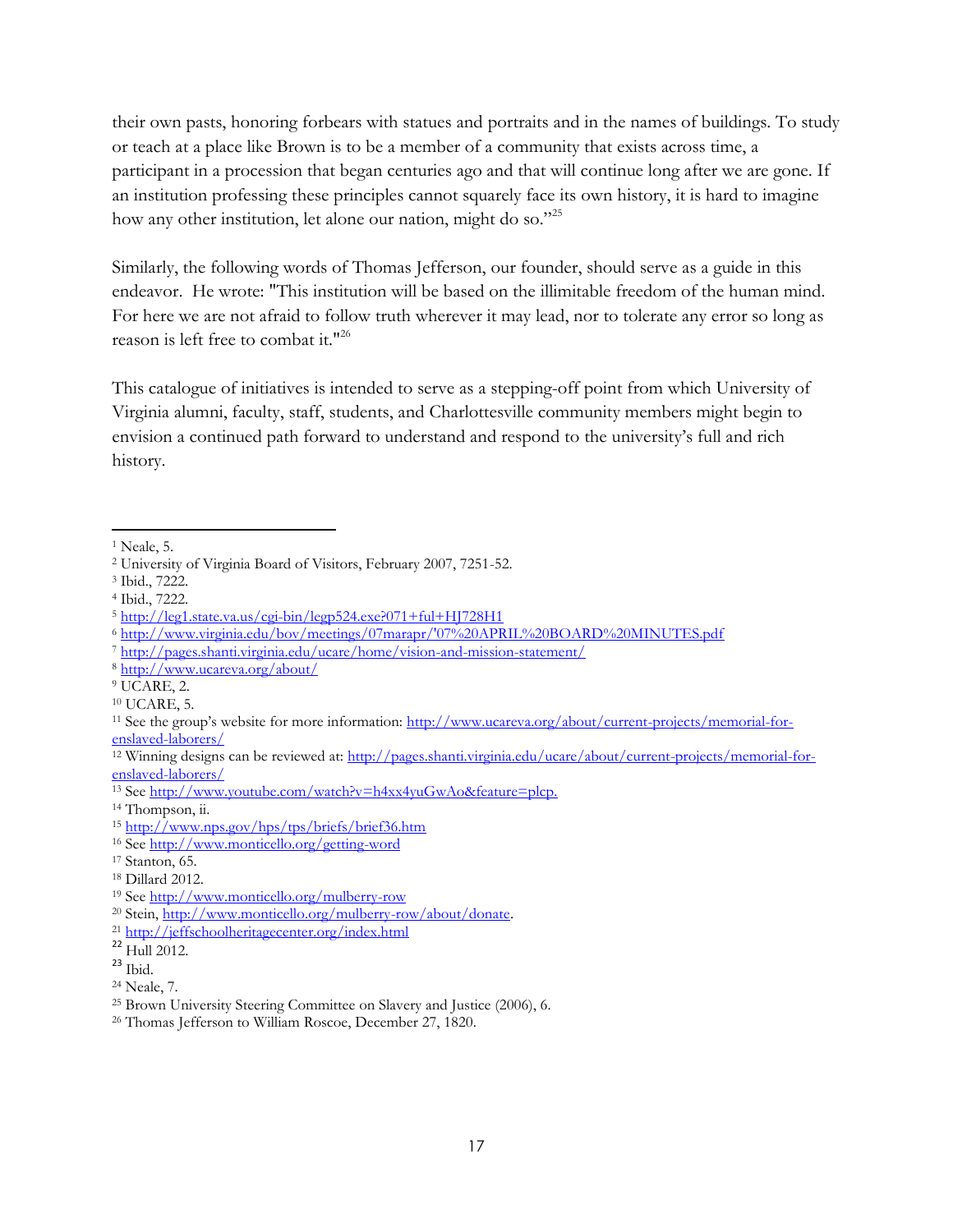their own pasts, honoring forbears with statues and portraits and in the names of buildings. To study or teach at a place like Brown is to be a member of a community that exists across time, a participant in a procession that began centuries ago and that will continue long after we are gone. If an institution professing these principles cannot squarely face its own history, it is hard to imagine how any other institution, let alone our nation, might do so."[25]

Similarly, the following words of Thomas Jefferson, our founder, should serve as a guide in this endeavor. He wrote: "This institution will be based on the illimitable freedom of the human mind. For here we are not afraid to follow truth wherever it may lead, nor to tolerate any error so long as reason is left free to combat it."[26]

This catalogue of initiatives is intended to serve as a stepping-off point from which University of Virginia alumni, faculty, staff, students, and Charlottesville community members might begin to envision a continued path forward to understand and respond to the university's full and rich history.

---

[1] Neale, 5.
[2] University of Virginia Board of Visitors, February 2007, 7251-52.
[3] Ibid., 7222.
[4] Ibid., 7222.
[5] http://leg1.state.va.us/cgi-bin/legp524.exe?071+ful+HJ728H1
[6] http://www.virginia.edu/bov/meetings/07marapr/'07%20APRIL%20BOARD%20MINUTES.pdf
[7] http://pages.shanti.virginia.edu/ucare/home/vision-and-mission-statement/
[8] http://www.ucareva.org/about/
[9] UCARE, 2.
[10] UCARE, 5.
[11] See the group's website for more information: http://www.ucareva.org/about/current-projects/memorial-for-enslaved-laborers/
[12] Winning designs can be reviewed at: http://pages.shanti.virginia.edu/ucare/about/current-projects/memorial-for-enslaved-laborers/
[13] See http://www.youtube.com/watch?v=h4xx4yuGwAo&feature=plcp.
[14] Thompson, ii.
[15] http://www.nps.gov/hps/tps/briefs/brief36.htm
[16] See http://www.monticello.org/getting-word
[17] Stanton, 65.
[18] Dillard 2012.
[19] See http://www.monticello.org/mulberry-row
[20] Stein, http://www.monticello.org/mulberry-row/about/donate.
[21] http://jeffschoolheritagecenter.org/index.html
[22] Hull 2012.
[23] Ibid.
[24] Neale, 7.
[25] Brown University Steering Committee on Slavery and Justice (2006), 6.
[26] Thomas Jefferson to William Roscoe, December 27, 1820.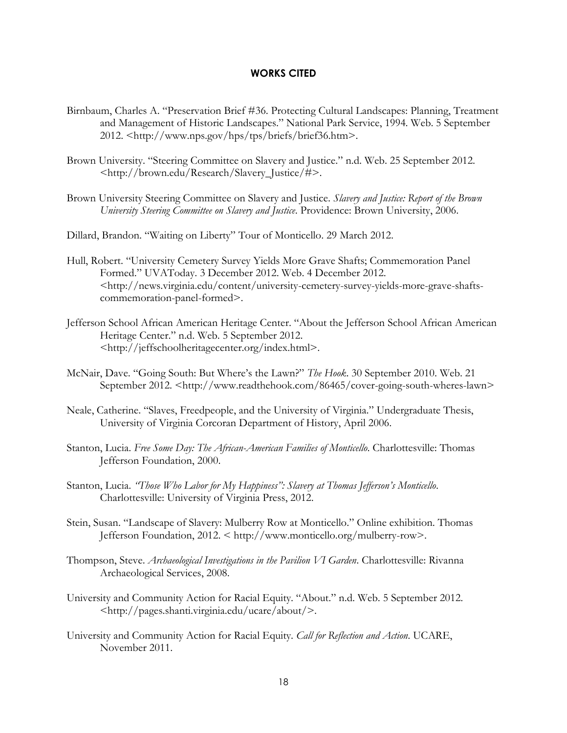# WORKS CITED

Birnbaum, Charles A. "Preservation Brief #36. Protecting Cultural Landscapes: Planning, Treatment and Management of Historic Landscapes." National Park Service, 1994. Web. 5 September 2012. <http://www.nps.gov/hps/tps/briefs/brief36.htm>.

Brown University. "Steering Committee on Slavery and Justice." n.d. Web. 25 September 2012. <http://brown.edu/Research/Slavery_Justice/#>.

Brown University Steering Committee on Slavery and Justice. *Slavery and Justice: Report of the Brown University Steering Committee on Slavery and Justice*. Providence: Brown University, 2006.

Dillard, Brandon. "Waiting on Liberty" Tour of Monticello. 29 March 2012.

Hull, Robert. "University Cemetery Survey Yields More Grave Shafts; Commemoration Panel Formed." UVAToday. 3 December 2012. Web. 4 December 2012. <http://news.virginia.edu/content/university-cemetery-survey-yields-more-grave-shafts-commemoration-panel-formed>.

Jefferson School African American Heritage Center. "About the Jefferson School African American Heritage Center." n.d. Web. 5 September 2012. <http://jeffschoolheritagecenter.org/index.html>.

McNair, Dave. "Going South: But Where's the Lawn?" *The Hook*. 30 September 2010. Web. 21 September 2012. <http://www.readthehook.com/86465/cover-going-south-wheres-lawn>

Neale, Catherine. "Slaves, Freedpeople, and the University of Virginia." Undergraduate Thesis, University of Virginia Corcoran Department of History, April 2006.

Stanton, Lucia. *Free Some Day: The African-American Families of Monticello*. Charlottesville: Thomas Jefferson Foundation, 2000.

Stanton, Lucia. *"Those Who Labor for My Happiness": Slavery at Thomas Jefferson's Monticello*. Charlottesville: University of Virginia Press, 2012.

Stein, Susan. "Landscape of Slavery: Mulberry Row at Monticello." Online exhibition. Thomas Jefferson Foundation, 2012. < http://www.monticello.org/mulberry-row>.

Thompson, Steve. *Archaeological Investigations in the Pavilion VI Garden*. Charlottesville: Rivanna Archaeological Services, 2008.

University and Community Action for Racial Equity. "About." n.d. Web. 5 September 2012. <http://pages.shanti.virginia.edu/ucare/about/>.

University and Community Action for Racial Equity. *Call for Reflection and Action*. UCARE, November 2011.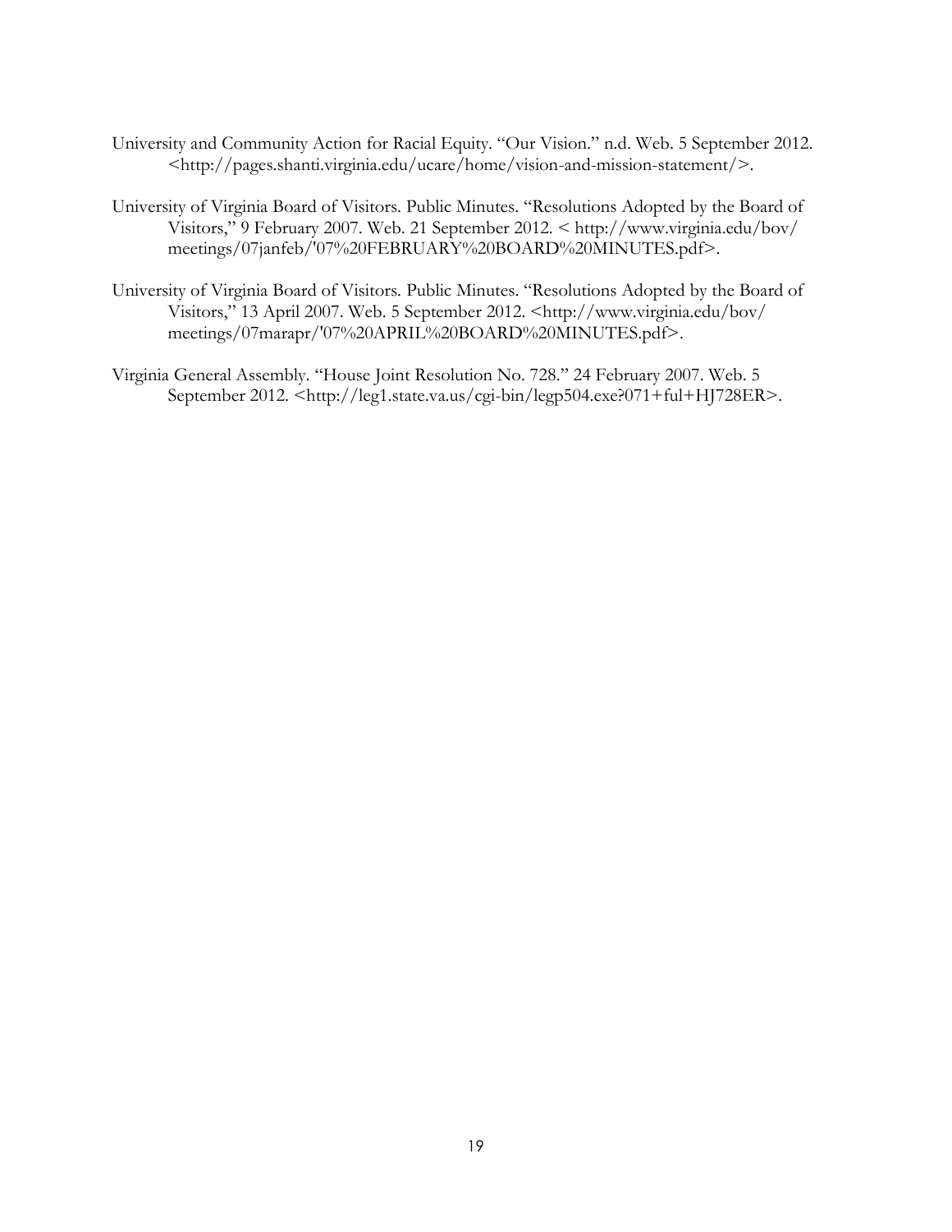University and Community Action for Racial Equity. "Our Vision." n.d. Web. 5 September 2012. <http://pages.shanti.virginia.edu/ucare/home/vision-and-mission-statement/>.

University of Virginia Board of Visitors. Public Minutes. "Resolutions Adopted by the Board of Visitors," 9 February 2007. Web. 21 September 2012. < http://www.virginia.edu/bov/meetings/07janfeb/'07%20FEBRUARY%20BOARD%20MINUTES.pdf>.

University of Virginia Board of Visitors. Public Minutes. "Resolutions Adopted by the Board of Visitors," 13 April 2007. Web. 5 September 2012. <http://www.virginia.edu/bov/meetings/07marapr/'07%20APRIL%20BOARD%20MINUTES.pdf>.

Virginia General Assembly. "House Joint Resolution No. 728." 24 February 2007. Web. 5 September 2012. <http://leg1.state.va.us/cgi-bin/legp504.exe?071+ful+HJ728ER>.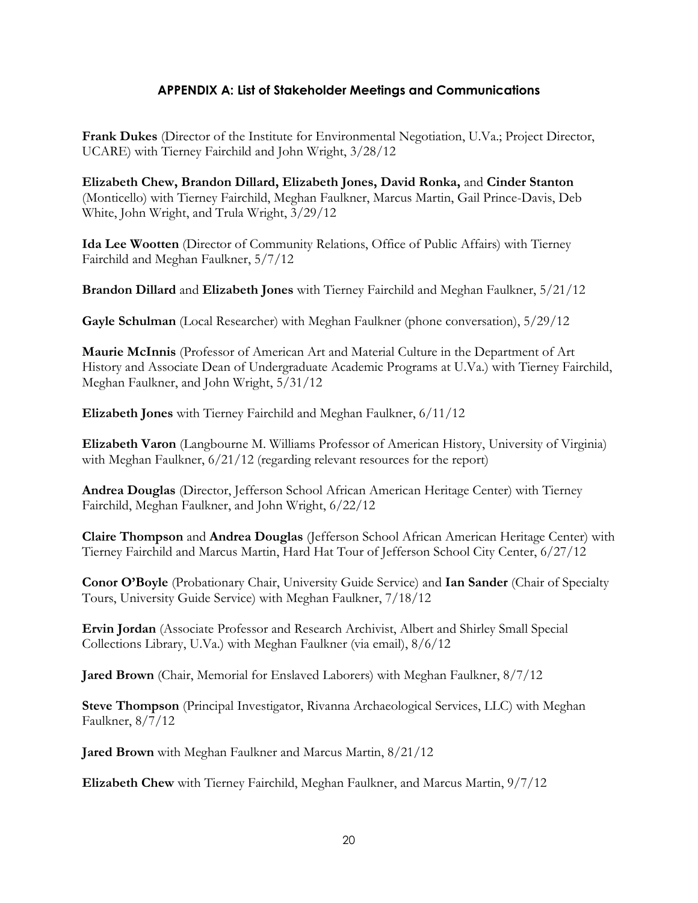## APPENDIX A: List of Stakeholder Meetings and Communications

**Frank Dukes** (Director of the Institute for Environmental Negotiation, U.Va.; Project Director, UCARE) with Tierney Fairchild and John Wright, 3/28/12

**Elizabeth Chew, Brandon Dillard, Elizabeth Jones, David Ronka,** and **Cinder Stanton** (Monticello) with Tierney Fairchild, Meghan Faulkner, Marcus Martin, Gail Prince-Davis, Deb White, John Wright, and Trula Wright, 3/29/12

**Ida Lee Wootten** (Director of Community Relations, Office of Public Affairs) with Tierney Fairchild and Meghan Faulkner, 5/7/12

**Brandon Dillard** and **Elizabeth Jones** with Tierney Fairchild and Meghan Faulkner, 5/21/12

**Gayle Schulman** (Local Researcher) with Meghan Faulkner (phone conversation), 5/29/12

**Maurie McInnis** (Professor of American Art and Material Culture in the Department of Art History and Associate Dean of Undergraduate Academic Programs at U.Va.) with Tierney Fairchild, Meghan Faulkner, and John Wright, 5/31/12

**Elizabeth Jones** with Tierney Fairchild and Meghan Faulkner, 6/11/12

**Elizabeth Varon** (Langbourne M. Williams Professor of American History, University of Virginia) with Meghan Faulkner, 6/21/12 (regarding relevant resources for the report)

**Andrea Douglas** (Director, Jefferson School African American Heritage Center) with Tierney Fairchild, Meghan Faulkner, and John Wright, 6/22/12

**Claire Thompson** and **Andrea Douglas** (Jefferson School African American Heritage Center) with Tierney Fairchild and Marcus Martin, Hard Hat Tour of Jefferson School City Center, 6/27/12

**Conor O'Boyle** (Probationary Chair, University Guide Service) and **Ian Sander** (Chair of Specialty Tours, University Guide Service) with Meghan Faulkner, 7/18/12

**Ervin Jordan** (Associate Professor and Research Archivist, Albert and Shirley Small Special Collections Library, U.Va.) with Meghan Faulkner (via email), 8/6/12

**Jared Brown** (Chair, Memorial for Enslaved Laborers) with Meghan Faulkner, 8/7/12

**Steve Thompson** (Principal Investigator, Rivanna Archaeological Services, LLC) with Meghan Faulkner, 8/7/12

**Jared Brown** with Meghan Faulkner and Marcus Martin, 8/21/12

**Elizabeth Chew** with Tierney Fairchild, Meghan Faulkner, and Marcus Martin, 9/7/12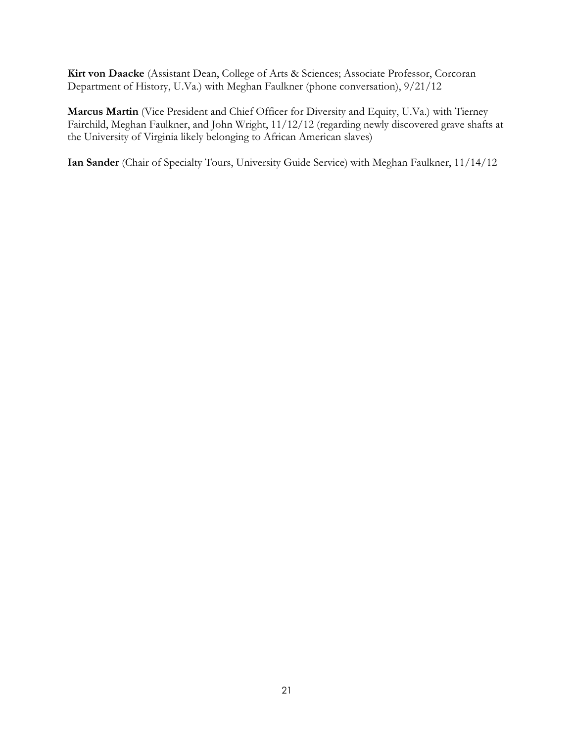**Kirt von Daacke** (Assistant Dean, College of Arts & Sciences; Associate Professor, Corcoran Department of History, U.Va.) with Meghan Faulkner (phone conversation), 9/21/12

**Marcus Martin** (Vice President and Chief Officer for Diversity and Equity, U.Va.) with Tierney Fairchild, Meghan Faulkner, and John Wright, 11/12/12 (regarding newly discovered grave shafts at the University of Virginia likely belonging to African American slaves)

**Ian Sander** (Chair of Specialty Tours, University Guide Service) with Meghan Faulkner, 11/14/12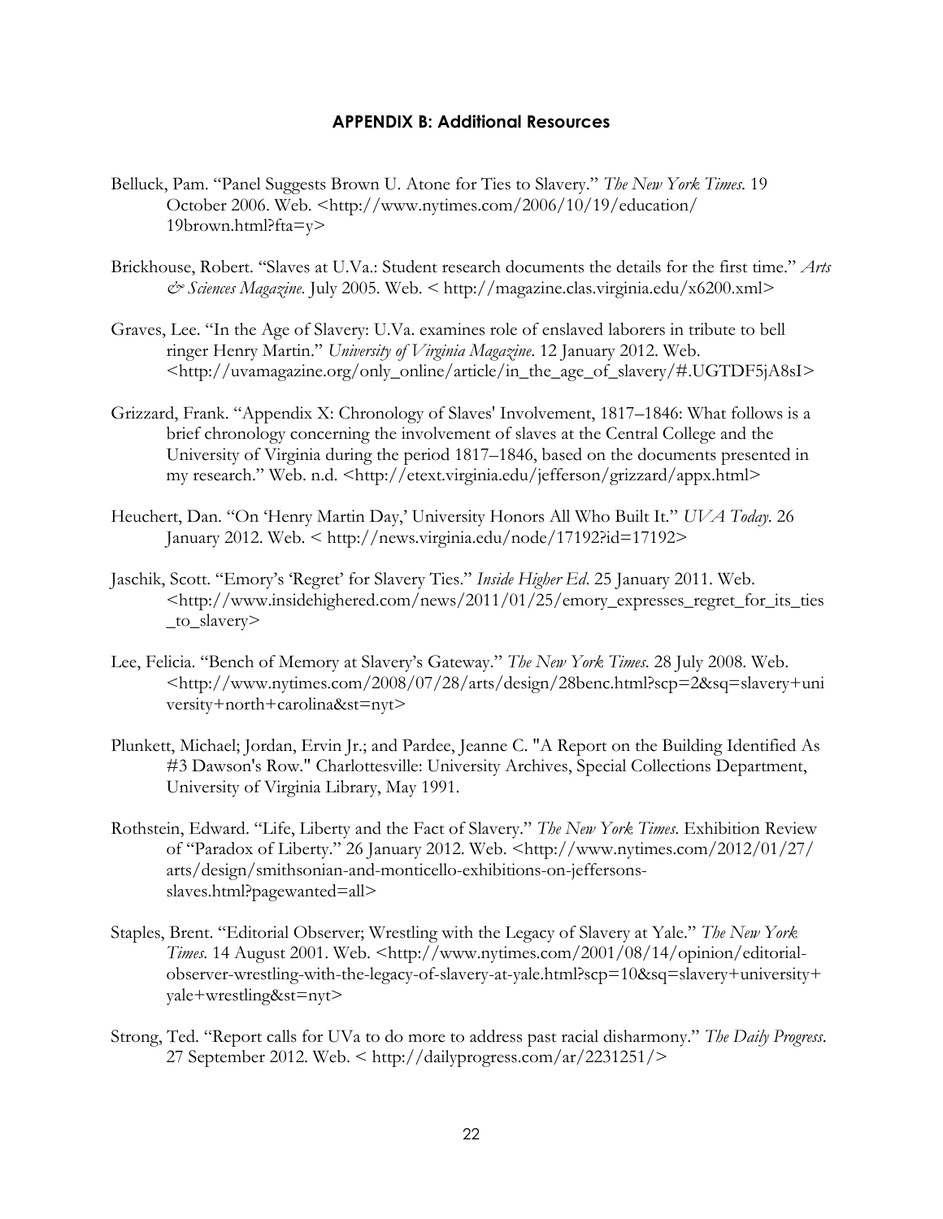## APPENDIX B: Additional Resources

Belluck, Pam. "Panel Suggests Brown U. Atone for Ties to Slavery." *The New York Times*. 19 October 2006. Web. <http://www.nytimes.com/2006/10/19/education/19brown.html?fta=y>

Brickhouse, Robert. "Slaves at U.Va.: Student research documents the details for the first time." *Arts & Sciences Magazine*. July 2005. Web. < http://magazine.clas.virginia.edu/x6200.xml>

Graves, Lee. "In the Age of Slavery: U.Va. examines role of enslaved laborers in tribute to bell ringer Henry Martin." *University of Virginia Magazine*. 12 January 2012. Web. <http://uvamagazine.org/only_online/article/in_the_age_of_slavery/#.UGTDF5jA8sI>

Grizzard, Frank. "Appendix X: Chronology of Slaves' Involvement, 1817–1846: What follows is a brief chronology concerning the involvement of slaves at the Central College and the University of Virginia during the period 1817–1846, based on the documents presented in my research." Web. n.d. <http://etext.virginia.edu/jefferson/grizzard/appx.html>

Heuchert, Dan. "On 'Henry Martin Day,' University Honors All Who Built It." *UVA Today*. 26 January 2012. Web. < http://news.virginia.edu/node/17192?id=17192>

Jaschik, Scott. "Emory's 'Regret' for Slavery Ties." *Inside Higher Ed*. 25 January 2011. Web. <http://www.insidehighered.com/news/2011/01/25/emory_expresses_regret_for_its_ties_to_slavery>

Lee, Felicia. "Bench of Memory at Slavery's Gateway." *The New York Times*. 28 July 2008. Web. <http://www.nytimes.com/2008/07/28/arts/design/28benc.html?scp=2&sq=slavery+university+north+carolina&st=nyt>

Plunkett, Michael; Jordan, Ervin Jr.; and Pardee, Jeanne C. "A Report on the Building Identified As #3 Dawson's Row." Charlottesville: University Archives, Special Collections Department, University of Virginia Library, May 1991.

Rothstein, Edward. "Life, Liberty and the Fact of Slavery." *The New York Times*. Exhibition Review of "Paradox of Liberty." 26 January 2012. Web. <http://www.nytimes.com/2012/01/27/arts/design/smithsonian-and-monticello-exhibitions-on-jeffersons-slaves.html?pagewanted=all>

Staples, Brent. "Editorial Observer; Wrestling with the Legacy of Slavery at Yale." *The New York Times*. 14 August 2001. Web. <http://www.nytimes.com/2001/08/14/opinion/editorial-observer-wrestling-with-the-legacy-of-slavery-at-yale.html?scp=10&sq=slavery+university+yale+wrestling&st=nyt>

Strong, Ted. "Report calls for UVa to do more to address past racial disharmony." *The Daily Progress*. 27 September 2012. Web. < http://dailyprogress.com/ar/2231251/>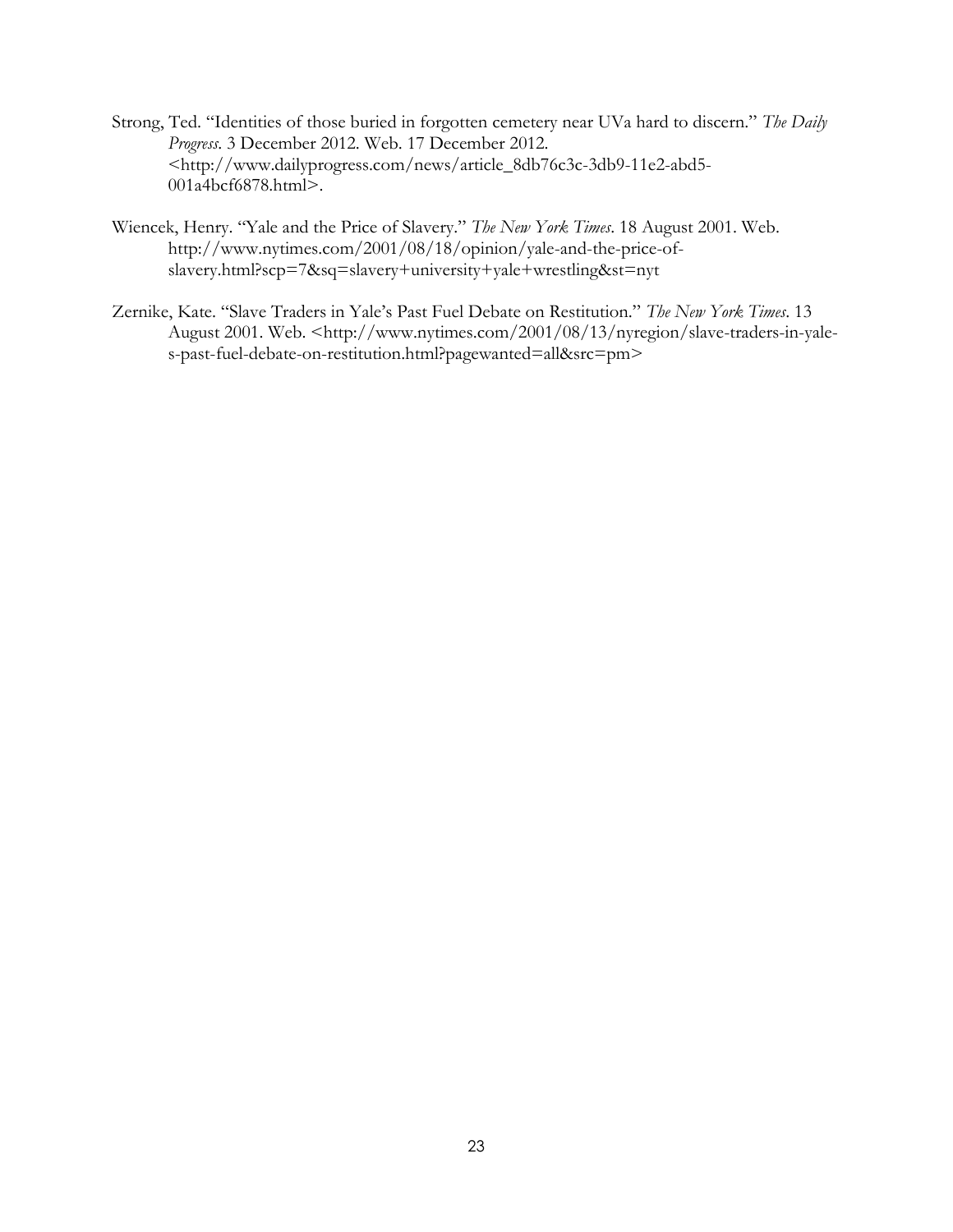Strong, Ted. "Identities of those buried in forgotten cemetery near UVa hard to discern." *The Daily Progress*. 3 December 2012. Web. 17 December 2012. <http://www.dailyprogress.com/news/article_8db76c3c-3db9-11e2-abd5-001a4bcf6878.html>.

Wiencek, Henry. "Yale and the Price of Slavery." *The New York Times*. 18 August 2001. Web. http://www.nytimes.com/2001/08/18/opinion/yale-and-the-price-of-slavery.html?scp=7&sq=slavery+university+yale+wrestling&st=nyt

Zernike, Kate. "Slave Traders in Yale's Past Fuel Debate on Restitution." *The New York Times*. 13 August 2001. Web. <http://www.nytimes.com/2001/08/13/nyregion/slave-traders-in-yale-s-past-fuel-debate-on-restitution.html?pagewanted=all&src=pm>